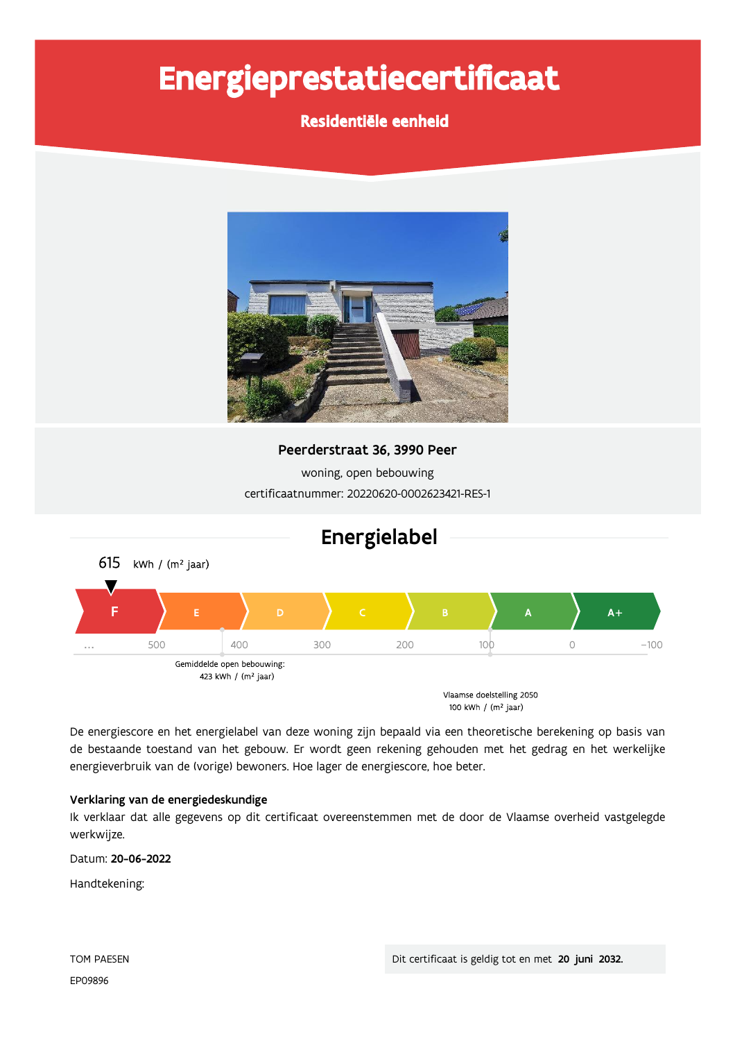# Energieprestatiecertificaat

**Residentiële eenheid**

**Peerderstraat 36, 3990 Peer**

woning, open bebouwing

certificaatnummer: 20220620-0002623421-RES-1

## Energielabel

615 kWh / (m² jaar)

F | E | D | C | B | A | A+

... 500 400 300 200 100 0 −100

Gemiddelde open bebouwing: 423 kWh / (m² jaar)

Vlaamse doelstelling 2050 100 kWh / (m² jaar)

De energiescore en het energielabel van deze woning zijn bepaald via een theoretische berekening op basis van de bestaande toestand van het gebouw. Er wordt geen rekening gehouden met het gedrag en het werkelijke energieverbruik van de (vorige) bewoners. Hoe lager de energiescore, hoe beter.

**Verklaring van de energiedeskundige**

Ik verklaar dat alle gegevens op dit certificaat overeenstemmen met de door de Vlaamse overheid vastgelegde werkwijze.

Datum: **20-06-2022**

Handtekening:

TOM PAESEN

EP09896

Dit certificaat is geldig tot en met **20 juni 2032**.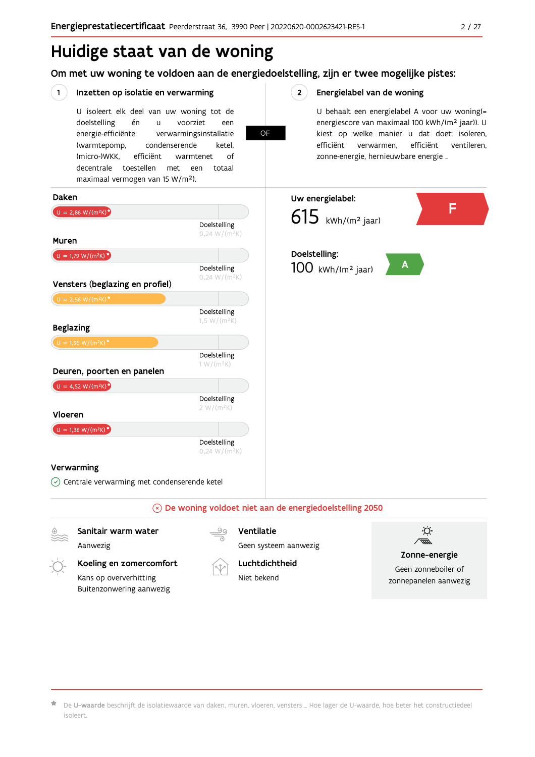# Huidige staat van de woning

## Om met uw woning te voldoen aan de energiedoelstelling, zijn er twee mogelijke pistes:

### 1 Inzetten op isolatie en verwarming

U isoleert elk deel van uw woning tot de doelstelling én u voorziet een energie-efficiënte verwarmingsinstallatie (warmtepomp, condenserende ketel, (micro-)WKK, efficiënt warmtenet of decentrale toestellen met een totaal maximaal vermogen van 15 W/m²).

OF

### 2 Energielabel van de woning

U behaalt een energielabel A voor uw woning(= energiescore van maximaal 100 kWh/(m² jaar)). U kiest op welke manier u dat doet: isoleren, efficiënt verwarmen, efficiënt ventileren, zonne-energie, hernieuwbare energie …

**Daken**
U = 2,86 W/(m²K)*
Doelstelling 0,24 W/(m²K)

**Muren**
U = 1,79 W/(m²K)*
Doelstelling 0,24 W/(m²K)

**Vensters (beglazing en profiel)**
U = 2,56 W/(m²K)*
Doelstelling 1,5 W/(m²K)

**Beglazing**
U = 1,95 W/(m²K)*
Doelstelling 1 W/(m²K)

**Deuren, poorten en panelen**
U = 4,52 W/(m²K)*
Doelstelling 2 W/(m²K)

**Vloeren**
U = 1,36 W/(m²K)*
Doelstelling 0,24 W/(m²K)

**Verwarming**
Centrale verwarming met condenserende ketel

**Uw energielabel:** F
615 kWh/(m² jaar)

**Doelstelling:** A
100 kWh/(m² jaar)

**De woning voldoet niet aan de energiedoelstelling 2050**

**Sanitair warm water**
Aanwezig

**Ventilatie**
Geen systeem aanwezig

**Koeling en zomercomfort**
Kans op oververhitting
Buitenzonwering aanwezig

**Luchtdichtheid**
Niet bekend

**Zonne-energie**
Geen zonneboiler of zonnepanelen aanwezig

* De **U-waarde** beschrijft de isolatiewaarde van daken, muren, vloeren, vensters … Hoe lager de U-waarde, hoe beter het constructiedeel isoleert.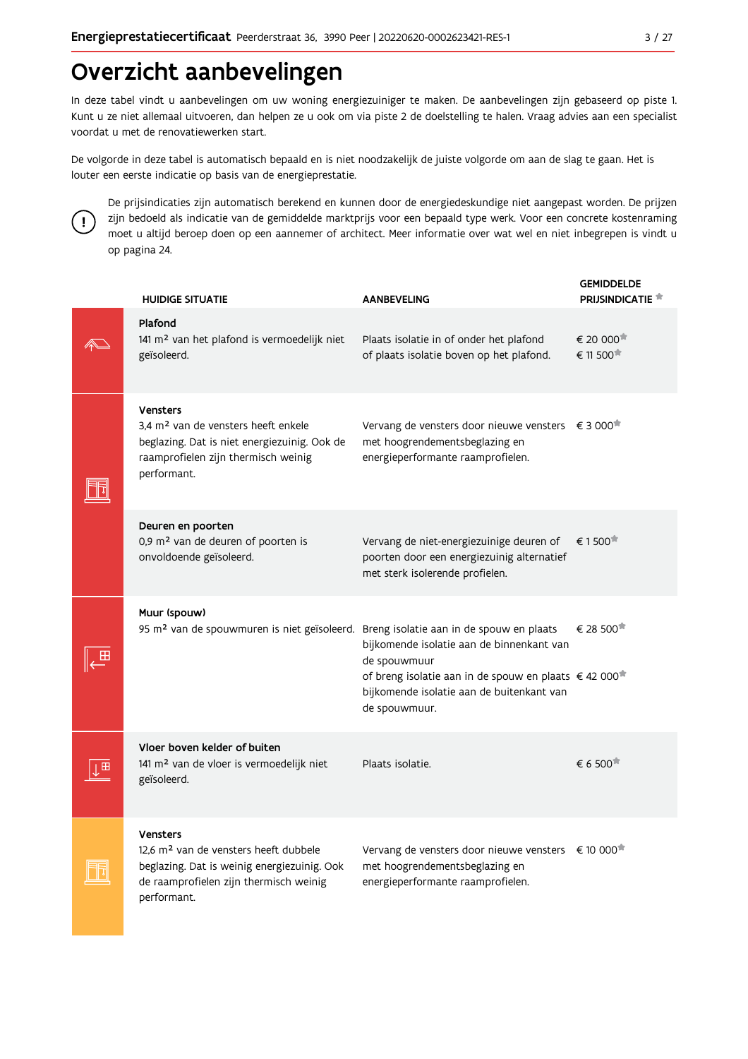# Overzicht aanbevelingen

In deze tabel vindt u aanbevelingen om uw woning energiezuiniger te maken. De aanbevelingen zijn gebaseerd op piste 1. Kunt u ze niet allemaal uitvoeren, dan helpen ze u ook om via piste 2 de doelstelling te halen. Vraag advies aan een specialist voordat u met de renovatiewerken start.

De volgorde in deze tabel is automatisch bepaald en is niet noodzakelijk de juiste volgorde om aan de slag te gaan. Het is louter een eerste indicatie op basis van de energieprestatie.

De prijsindicaties zijn automatisch berekend en kunnen door de energiedeskundige niet aangepast worden. De prijzen zijn bedoeld als indicatie van de gemiddelde marktprijs voor een bepaald type werk. Voor een concrete kostenraming moet u altijd beroep doen op een aannemer of architect. Meer informatie over wat wel en niet inbegrepen is vindt u op pagina 24.

| HUIDIGE SITUATIE | AANBEVELING | GEMIDDELDE PRIJSINDICATIE * |
|---|---|---|
| **Plafond**<br>141 m² van het plafond is vermoedelijk niet geïsoleerd. | Plaats isolatie in of onder het plafond<br>of plaats isolatie boven op het plafond. | € 20 000*<br>€ 11 500* |
| **Vensters**<br>3,4 m² van de vensters heeft enkele beglazing. Dat is niet energiezuinig. Ook de raamprofielen zijn thermisch weinig performant. | Vervang de vensters door nieuwe vensters met hoogrendementsbeglazing en energieperformante raamprofielen. | € 3 000* |
| **Deuren en poorten**<br>0,9 m² van de deuren of poorten is onvoldoende geïsoleerd. | Vervang de niet-energiezuinige deuren of poorten door een energiezuinig alternatief met sterk isolerende profielen. | € 1 500* |
| **Muur (spouw)**<br>95 m² van de spouwmuren is niet geïsoleerd. | Breng isolatie aan in de spouw en plaats bijkomende isolatie aan de binnenkant van de spouwmuur<br>of breng isolatie aan in de spouw en plaats bijkomende isolatie aan de buitenkant van de spouwmuur. | € 28 500*<br>€ 42 000* |
| **Vloer boven kelder of buiten**<br>141 m² van de vloer is vermoedelijk niet geïsoleerd. | Plaats isolatie. | € 6 500* |
| **Vensters**<br>12,6 m² van de vensters heeft dubbele beglazing. Dat is weinig energiezuinig. Ook de raamprofielen zijn thermisch weinig performant. | Vervang de vensters door nieuwe vensters met hoogrendementsbeglazing en energieperformante raamprofielen. | € 10 000* |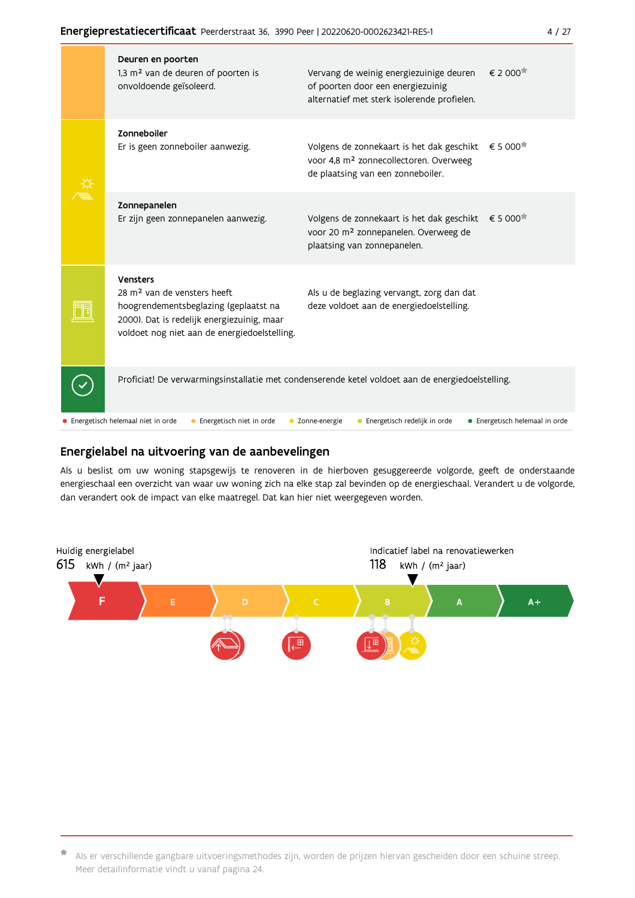| Onderdeel | Aanbeveling | Prijs |
| --- | --- | --- |
| **Deuren en poorten**<br>1,3 m² van de deuren of poorten is onvoldoende geïsoleerd. | Vervang de weinig energiezuinige deuren of poorten door een energiezuinig alternatief met sterk isolerende profielen. | € 2 000* |
| **Zonneboiler**<br>Er is geen zonneboiler aanwezig. | Volgens de zonnekaart is het dak geschikt voor 4,8 m² zonnecollectoren. Overweeg de plaatsing van een zonneboiler. | € 5 000* |
| **Zonnepanelen**<br>Er zijn geen zonnepanelen aanwezig. | Volgens de zonnekaart is het dak geschikt voor 20 m² zonnepanelen. Overweeg de plaatsing van zonnepanelen. | € 5 000* |
| **Vensters**<br>28 m² van de vensters heeft hoogrendementsbeglazing (geplaatst na 2000). Dat is redelijk energiezuinig, maar voldoet nog niet aan de energiedoelstelling. | Als u de beglazing vervangt, zorg dan dat deze voldoet aan de energiedoelstelling. | |

Proficiat! De verwarmingsinstallatie met condenserende ketel voldoet aan de energiedoelstelling.

● Energetisch helemaal niet in orde ● Energetisch niet in orde ● Zonne-energie ● Energetisch redelijk in orde ● Energetisch helemaal in orde

## Energielabel na uitvoering van de aanbevelingen

Als u beslist om uw woning stapsgewijs te renoveren in de hierboven gesuggereerde volgorde, geeft de onderstaande energieschaal een overzicht van waar uw woning zich na elke stap zal bevinden op de energieschaal. Verandert u de volgorde, dan verandert ook de impact van elke maatregel. Dat kan hier niet weergegeven worden.

Huidig energielabel
615 kWh / (m² jaar)

Indicatief label na renovatiewerken
118 kWh / (m² jaar)

F | E | D | C | B | A | A+

* Als er verschillende gangbare uitvoeringsmethodes zijn, worden de prijzen hiervan gescheiden door een schuine streep. Meer detailinformatie vindt u vanaf pagina 24.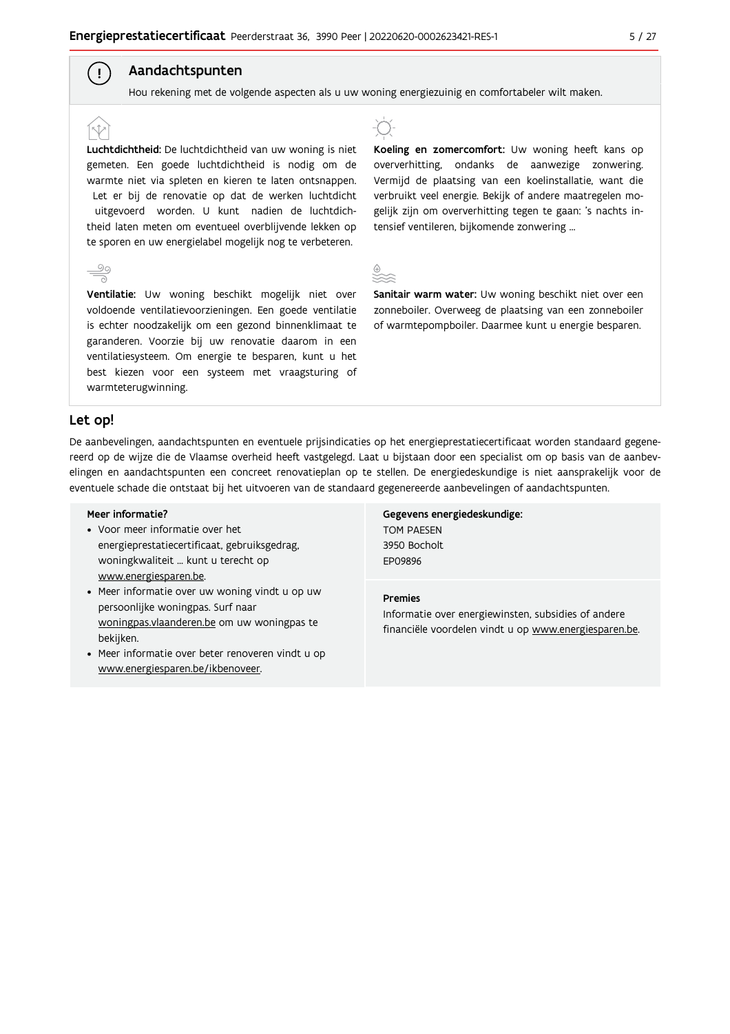## Aandachtspunten

Hou rekening met de volgende aspecten als u uw woning energiezuinig en comfortabeler wilt maken.

**Luchtdichtheid:** De luchtdichtheid van uw woning is niet gemeten. Een goede luchtdichtheid is nodig om de warmte niet via spleten en kieren te laten ontsnappen. Let er bij de renovatie op dat de werken luchtdicht uitgevoerd worden. U kunt nadien de luchtdichtheid laten meten om eventueel overblijvende lekken op te sporen en uw energielabel mogelijk nog te verbeteren.

**Ventilatie:** Uw woning beschikt mogelijk niet over voldoende ventilatievoorzieningen. Een goede ventilatie is echter noodzakelijk om een gezond binnenklimaat te garanderen. Voorzie bij uw renovatie daarom in een ventilatiesysteem. Om energie te besparen, kunt u het best kiezen voor een systeem met vraagsturing of warmteterugwinning.

**Koeling en zomercomfort:** Uw woning heeft kans op oververhitting, ondanks de aanwezige zonwering. Vermijd de plaatsing van een koelinstallatie, want die verbruikt veel energie. Bekijk of andere maatregelen mogelijk zijn om oververhitting tegen te gaan: 's nachts intensief ventileren, bijkomende zonwering ...

**Sanitair warm water:** Uw woning beschikt niet over een zonneboiler. Overweeg de plaatsing van een zonneboiler of warmtepompboiler. Daarmee kunt u energie besparen.

## Let op!

De aanbevelingen, aandachtspunten en eventuele prijsindicaties op het energieprestatiecertificaat worden standaard gegenereerd op de wijze die de Vlaamse overheid heeft vastgelegd. Laat u bijstaan door een specialist om op basis van de aanbevelingen en aandachtspunten een concreet renovatieplan op te stellen. De energiedeskundige is niet aansprakelijk voor de eventuele schade die ontstaat bij het uitvoeren van de standaard gegenereerde aanbevelingen of aandachtspunten.

**Meer informatie?**

- Voor meer informatie over het energieprestatiecertificaat, gebruiksgedrag, woningkwaliteit ... kunt u terecht op www.energiesparen.be.
- Meer informatie over uw woning vindt u op uw persoonlijke woningpas. Surf naar woningpas.vlaanderen.be om uw woningpas te bekijken.
- Meer informatie over beter renoveren vindt u op www.energiesparen.be/ikbenoveer.

**Gegevens energiedeskundige:**

TOM PAESEN
3950 Bocholt
EP09896

**Premies**

Informatie over energiewinsten, subsidies of andere financiële voordelen vindt u op www.energiesparen.be.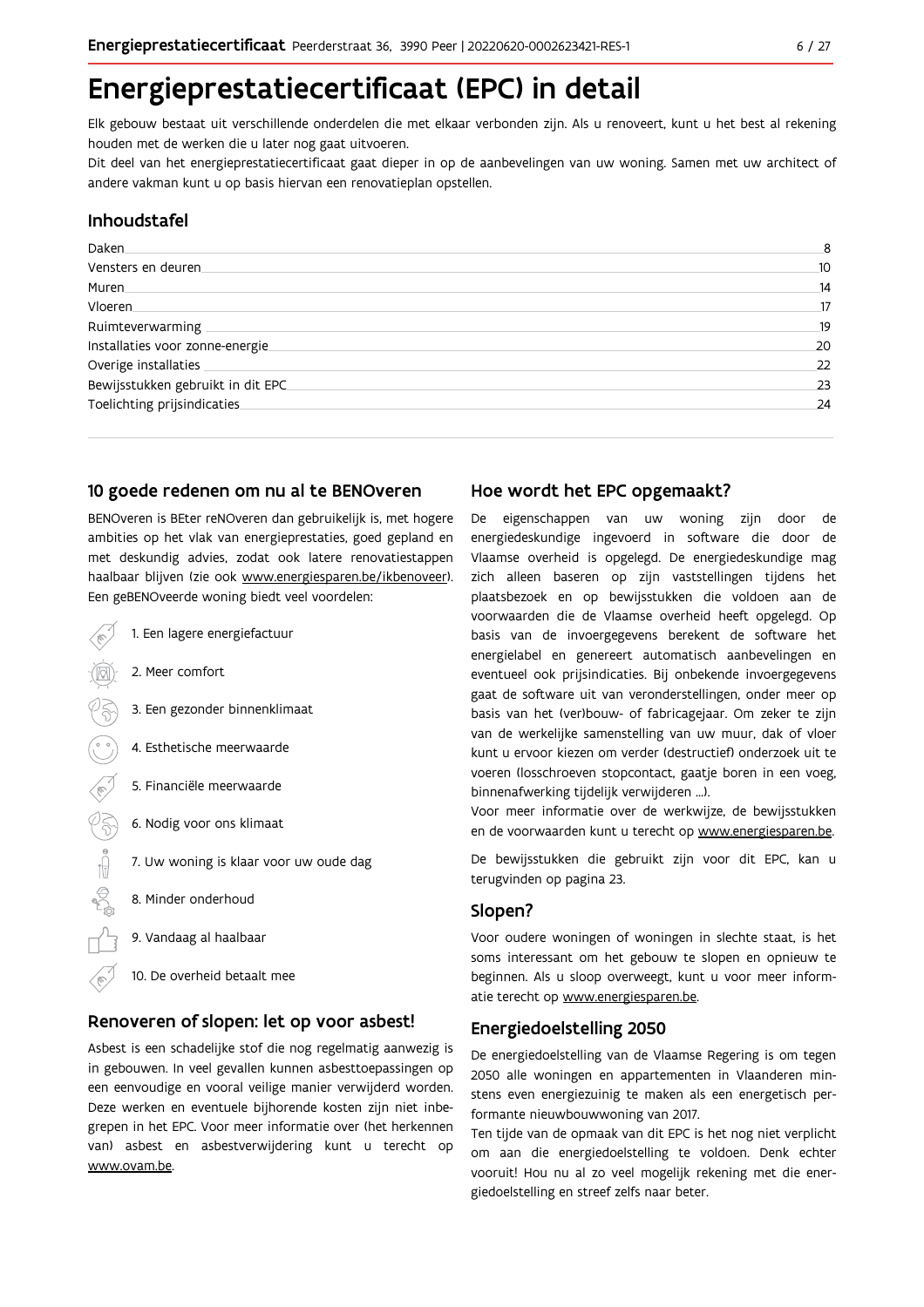# Energieprestatiecertificaat (EPC) in detail

Elk gebouw bestaat uit verschillende onderdelen die met elkaar verbonden zijn. Als u renoveert, kunt u het best al rekening houden met de werken die u later nog gaat uitvoeren.

Dit deel van het energieprestatiecertificaat gaat dieper in op de aanbevelingen van uw woning. Samen met uw architect of andere vakman kunt u op basis hiervan een renovatieplan opstellen.

## Inhoudstafel

| | |
|---|---|
| Daken | 8 |
| Vensters en deuren | 10 |
| Muren | 14 |
| Vloeren | 17 |
| Ruimteverwarming | 19 |
| Installaties voor zonne-energie | 20 |
| Overige installaties | 22 |
| Bewijsstukken gebruikt in dit EPC | 23 |
| Toelichting prijsindicaties | 24 |

## 10 goede redenen om nu al te BENOveren

BENOveren is BEter reNOveren dan gebruikelijk is, met hogere ambities op het vlak van energieprestaties, goed gepland en met deskundig advies, zodat ook latere renovatiestappen haalbaar blijven (zie ook www.energiesparen.be/ikbenoveer). Een geBENOveerde woning biedt veel voordelen:

1. Een lagere energiefactuur
2. Meer comfort
3. Een gezonder binnenklimaat
4. Esthetische meerwaarde
5. Financiële meerwaarde
6. Nodig voor ons klimaat
7. Uw woning is klaar voor uw oude dag
8. Minder onderhoud
9. Vandaag al haalbaar
10. De overheid betaalt mee

## Renoveren of slopen: let op voor asbest!

Asbest is een schadelijke stof die nog regelmatig aanwezig is in gebouwen. In veel gevallen kunnen asbesttoepassingen op een eenvoudige en vooral veilige manier verwijderd worden. Deze werken en eventuele bijhorende kosten zijn niet inbegrepen in het EPC. Voor meer informatie over (het herkennen van) asbest en asbestverwijdering kunt u terecht op www.ovam.be.

## Hoe wordt het EPC opgemaakt?

De eigenschappen van uw woning zijn door de energiedeskundige ingevoerd in software die door de Vlaamse overheid is opgelegd. De energiedeskundige mag zich alleen baseren op zijn vaststellingen tijdens het plaatsbezoek en op bewijsstukken die voldoen aan de voorwaarden die de Vlaamse overheid heeft opgelegd. Op basis van de invoergegevens berekent de software het energielabel en genereert automatisch aanbevelingen en eventueel ook prijsindicaties. Bij onbekende invoergegevens gaat de software uit van veronderstellingen, onder meer op basis van het (ver)bouw- of fabricagejaar. Om zeker te zijn van de werkelijke samenstelling van uw muur, dak of vloer kunt u ervoor kiezen om verder (destructief) onderzoek uit te voeren (losschroeven stopcontact, gaatje boren in een voeg, binnenafwerking tijdelijk verwijderen ...).

Voor meer informatie over de werkwijze, de bewijsstukken en de voorwaarden kunt u terecht op www.energiesparen.be.

De bewijsstukken die gebruikt zijn voor dit EPC, kan u terugvinden op pagina 23.

## Slopen?

Voor oudere woningen of woningen in slechte staat, is het soms interessant om het gebouw te slopen en opnieuw te beginnen. Als u sloop overweegt, kunt u voor meer informatie terecht op www.energiesparen.be.

## Energiedoelstelling 2050

De energiedoelstelling van de Vlaamse Regering is om tegen 2050 alle woningen en appartementen in Vlaanderen minstens even energiezuinig te maken als een energetisch performante nieuwbouwwoning van 2017.

Ten tijde van de opmaak van dit EPC is het nog niet verplicht om aan die energiedoelstelling te voldoen. Denk echter vooruit! Hou nu al zo veel mogelijk rekening met die energiedoelstelling en streef zelfs naar beter.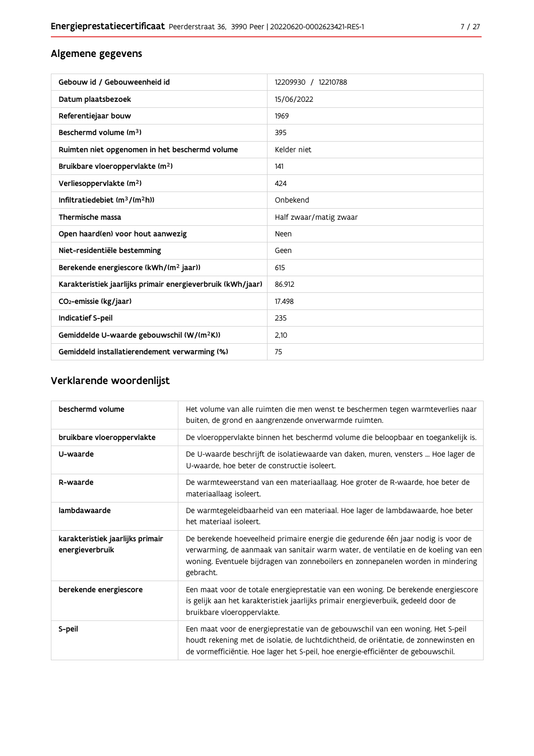## Algemene gegevens

| Gebouw id / Gebouweenheid id | 12209930 / 12210788 |
|---|---|
| Datum plaatsbezoek | 15/06/2022 |
| Referentiejaar bouw | 1969 |
| Beschermd volume ($m^3$) | 395 |
| Ruimten niet opgenomen in het beschermd volume | Kelder niet |
| Bruikbare vloeroppervlakte ($m^2$) | 141 |
| Verliesoppervlakte ($m^2$) | 424 |
| Infiltratiedebiet ($m^3/(m^2h)$) | Onbekend |
| Thermische massa | Half zwaar/matig zwaar |
| Open haard(en) voor hout aanwezig | Neen |
| Niet-residentiële bestemming | Geen |
| Berekende energiescore (kWh/($m^2$ jaar)) | 615 |
| Karakteristiek jaarlijks primair energieverbruik (kWh/jaar) | 86.912 |
| $CO_2$-emissie (kg/jaar) | 17.498 |
| Indicatief S-peil | 235 |
| Gemiddelde U-waarde gebouwschil (W/($m^2$K)) | 2,10 |
| Gemiddeld installatierendement verwarming (%) | 75 |

## Verklarende woordenlijst

| beschermd volume | Het volume van alle ruimten die men wenst te beschermen tegen warmteverlies naar buiten, de grond en aangrenzende onverwarmde ruimten. |
|---|---|
| bruikbare vloeroppervlakte | De vloeroppervlakte binnen het beschermd volume die beloopbaar en toegankelijk is. |
| U-waarde | De U-waarde beschrijft de isolatiewaarde van daken, muren, vensters ... Hoe lager de U-waarde, hoe beter de constructie isoleert. |
| R-waarde | De warmteweerstand van een materiaallaag. Hoe groter de R-waarde, hoe beter de materiaallaag isoleert. |
| lambdawaarde | De warmtegeleidbaarheid van een materiaal. Hoe lager de lambdawaarde, hoe beter het materiaal isoleert. |
| karakteristiek jaarlijks primair energieverbruik | De berekende hoeveelheid primaire energie die gedurende één jaar nodig is voor de verwarming, de aanmaak van sanitair warm water, de ventilatie en de koeling van een woning. Eventuele bijdragen van zonneboilers en zonnepanelen worden in mindering gebracht. |
| berekende energiescore | Een maat voor de totale energieprestatie van een woning. De berekende energiescore is gelijk aan het karakteristiek jaarlijks primair energieverbuik, gedeeld door de bruikbare vloeroppervlakte. |
| S-peil | Een maat voor de energieprestatie van de gebouwschil van een woning. Het S-peil houdt rekening met de isolatie, de luchtdichtheid, de oriëntatie, de zonnewinsten en de vormefficiëntie. Hoe lager het S-peil, hoe energie-efficiënter de gebouwschil. |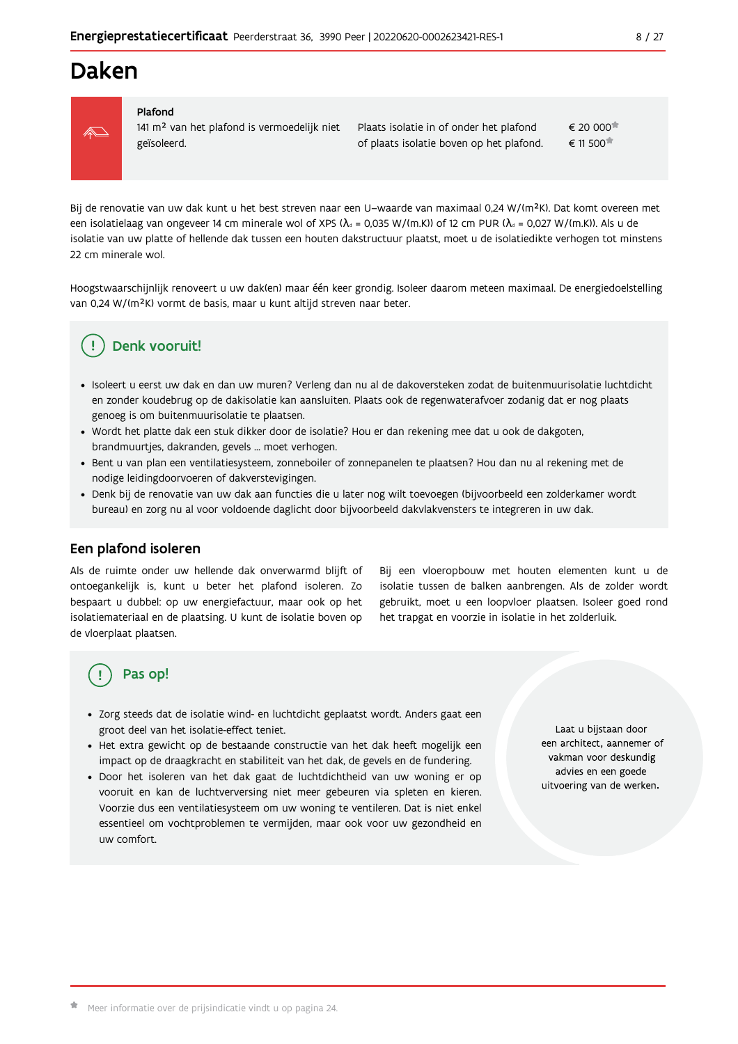# Daken

| Plafond | | |
|---|---|---|
| 141 m² van het plafond is vermoedelijk niet geïsoleerd. | Plaats isolatie in of onder het plafond<br>of plaats isolatie boven op het plafond. | € 20 000*<br>€ 11 500* |

Bij de renovatie van uw dak kunt u het best streven naar een U–waarde van maximaal 0,24 W/(m²K). Dat komt overeen met een isolatielaag van ongeveer 14 cm minerale wol of XPS ($λ_d$ = 0,035 W/(m.K)) of 12 cm PUR ($λ_d$ = 0,027 W/(m.K)). Als u de isolatie van uw platte of hellende dak tussen een houten dakstructuur plaatst, moet u de isolatiedikte verhogen tot minstens 22 cm minerale wol.

Hoogstwaarschijnlijk renoveert u uw dak(en) maar één keer grondig. Isoleer daarom meteen maximaal. De energiedoelstelling van 0,24 W/(m²K) vormt de basis, maar u kunt altijd streven naar beter.

## Denk vooruit!

- Isoleert u eerst uw dak en dan uw muren? Verleng dan nu al de dakoversteken zodat de buitenmuurisolatie luchtdicht en zonder koudebrug op de dakisolatie kan aansluiten. Plaats ook de regenwaterafvoer zodanig dat er nog plaats genoeg is om buitenmuurisolatie te plaatsen.
- Wordt het platte dak een stuk dikker door de isolatie? Hou er dan rekening mee dat u ook de dakgoten, brandmuurtjes, dakranden, gevels ... moet verhogen.
- Bent u van plan een ventilatiesysteem, zonneboiler of zonnepanelen te plaatsen? Hou dan nu al rekening met de nodige leidingdoorvoeren of dakverstevigingen.
- Denk bij de renovatie van uw dak aan functies die u later nog wilt toevoegen (bijvoorbeeld een zolderkamer wordt bureau) en zorg nu al voor voldoende daglicht door bijvoorbeeld dakvlakvensters te integreren in uw dak.

## Een plafond isoleren

Als de ruimte onder uw hellende dak onverwarmd blijft of ontoegankelijk is, kunt u beter het plafond isoleren. Zo bespaart u dubbel: op uw energiefactuur, maar ook op het isolatiemateriaal en de plaatsing. U kunt de isolatie boven op de vloerplaat plaatsen.

Bij een vloeropbouw met houten elementen kunt u de isolatie tussen de balken aanbrengen. Als de zolder wordt gebruikt, moet u een loopvloer plaatsen. Isoleer goed rond het trapgat en voorzie in isolatie in het zolderluik.

## Pas op!

- Zorg steeds dat de isolatie wind- en luchtdicht geplaatst wordt. Anders gaat een groot deel van het isolatie-effect teniet.
- Het extra gewicht op de bestaande constructie van het dak heeft mogelijk een impact op de draagkracht en stabiliteit van het dak, de gevels en de fundering.
- Door het isoleren van het dak gaat de luchtdichtheid van uw woning er op vooruit en kan de luchtverversing niet meer gebeuren via spleten en kieren. Voorzie dus een ventilatiesysteem om uw woning te ventileren. Dat is niet enkel essentieel om vochtproblemen te vermijden, maar ook voor uw gezondheid en uw comfort.

Laat u bijstaan door een architect, aannemer of vakman voor deskundig advies en een goede uitvoering van de werken.

* Meer informatie over de prijsindicatie vindt u op pagina 24.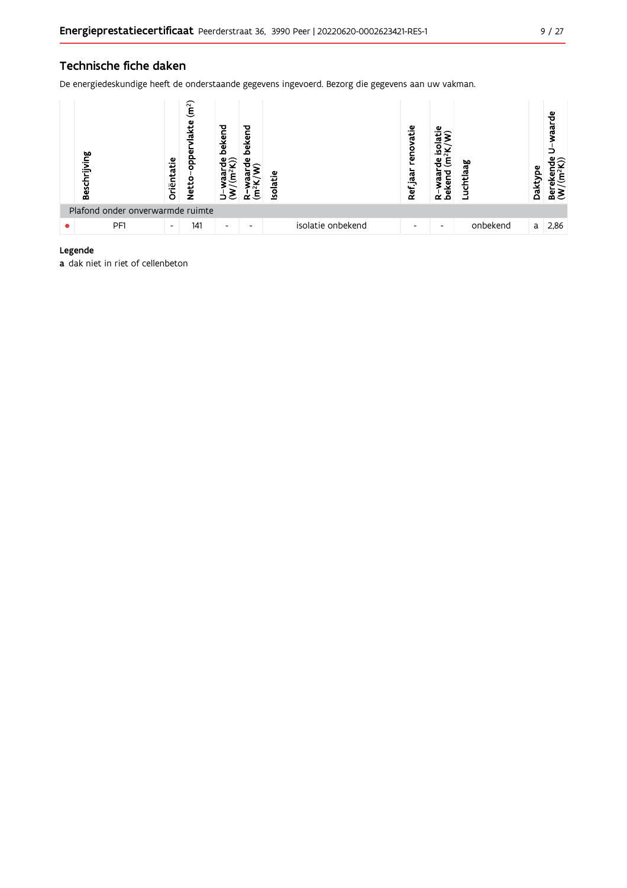## Technische fiche daken

De energiedeskundige heeft de onderstaande gegevens ingevoerd. Bezorg die gegevens aan uw vakman.

| | Beschrijving | Oriëntatie | Netto-oppervlakte ($m^2$) | U-waarde bekend ($W/(m^2K)$) | R-waarde bekend ($m^2K/W$) | Isolatie | Ref.jaar renovatie | R-waarde isolatie bekend ($m^2K/W$) | Luchtlaag | Daktype | Berekende U-waarde ($W/(m^2K)$) |
|---|---|---|---|---|---|---|---|---|---|---|---|
| Plafond onder onverwarmde ruimte | | | | | | | | | | | |
| ● | PF1 | - | 141 | - | - | isolatie onbekend | - | - | onbekend | a | 2,86 |

**Legende**

**a** dak niet in riet of cellenbeton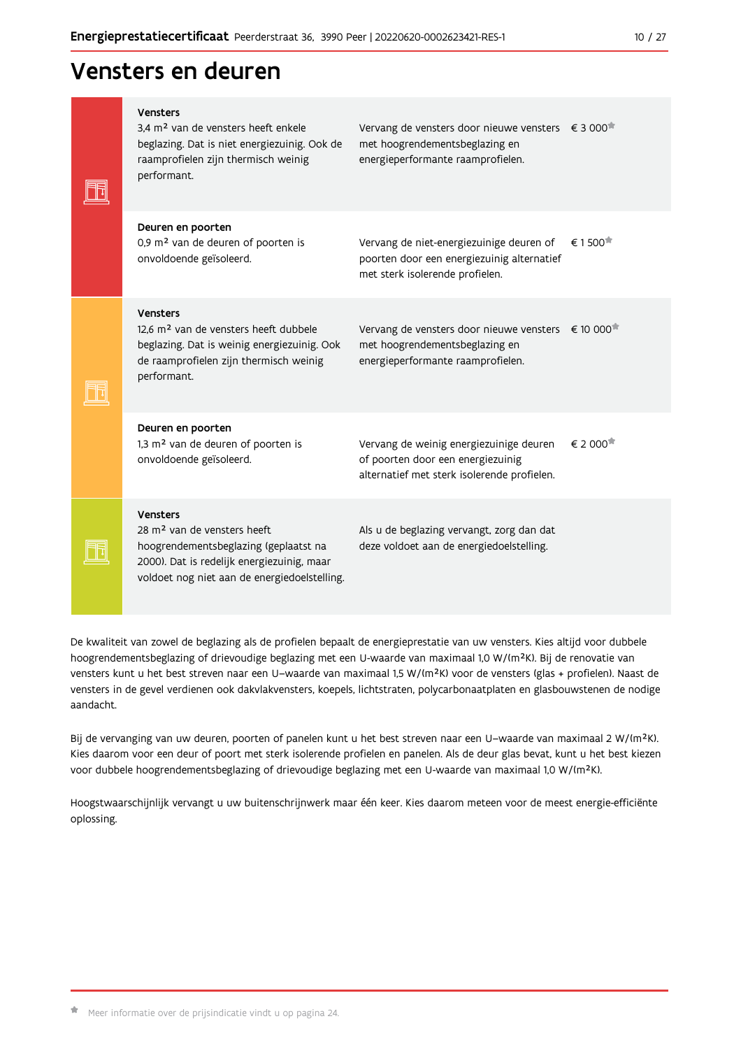# Vensters en deuren

| Onderdeel | Huidige toestand | Aanbeveling | Prijsindicatie |
| --- | --- | --- | --- |
| **Vensters** | 3,4 m² van de vensters heeft enkele beglazing. Dat is niet energiezuinig. Ook de raamprofielen zijn thermisch weinig performant. | Vervang de vensters door nieuwe vensters met hoogrendementsbeglazing en energieperformante raamprofielen. | € 3 000* |
| **Deuren en poorten** | 0,9 m² van de deuren of poorten is onvoldoende geïsoleerd. | Vervang de niet-energiezuinige deuren of poorten door een energiezuinig alternatief met sterk isolerende profielen. | € 1 500* |
| **Vensters** | 12,6 m² van de vensters heeft dubbele beglazing. Dat is weinig energiezuinig. Ook de raamprofielen zijn thermisch weinig performant. | Vervang de vensters door nieuwe vensters met hoogrendementsbeglazing en energieperformante raamprofielen. | € 10 000* |
| **Deuren en poorten** | 1,3 m² van de deuren of poorten is onvoldoende geïsoleerd. | Vervang de weinig energiezuinige deuren of poorten door een energiezuinig alternatief met sterk isolerende profielen. | € 2 000* |
| **Vensters** | 28 m² van de vensters heeft hoogrendementsbeglazing (geplaatst na 2000). Dat is redelijk energiezuinig, maar voldoet nog niet aan de energiedoelstelling. | Als u de beglazing vervangt, zorg dan dat deze voldoet aan de energiedoelstelling. | |

De kwaliteit van zowel de beglazing als de profielen bepaalt de energieprestatie van uw vensters. Kies altijd voor dubbele hoogrendementsbeglazing of drievoudige beglazing met een U-waarde van maximaal 1,0 W/(m²K). Bij de renovatie van vensters kunt u het best streven naar een U–waarde van maximaal 1,5 W/(m²K) voor de vensters (glas + profielen). Naast de vensters in de gevel verdienen ook dakvlakvensters, koepels, lichtstraten, polycarbonaatplaten en glasbouwstenen de nodige aandacht.

Bij de vervanging van uw deuren, poorten of panelen kunt u het best streven naar een U–waarde van maximaal 2 W/(m²K). Kies daarom voor een deur of poort met sterk isolerende profielen en panelen. Als de deur glas bevat, kunt u het best kiezen voor dubbele hoogrendementsbeglazing of drievoudige beglazing met een U-waarde van maximaal 1,0 W/(m²K).

Hoogstwaarschijnlijk vervangt u uw buitenschrijnwerk maar één keer. Kies daarom meteen voor de meest energie-efficiënte oplossing.

* Meer informatie over de prijsindicatie vindt u op pagina 24.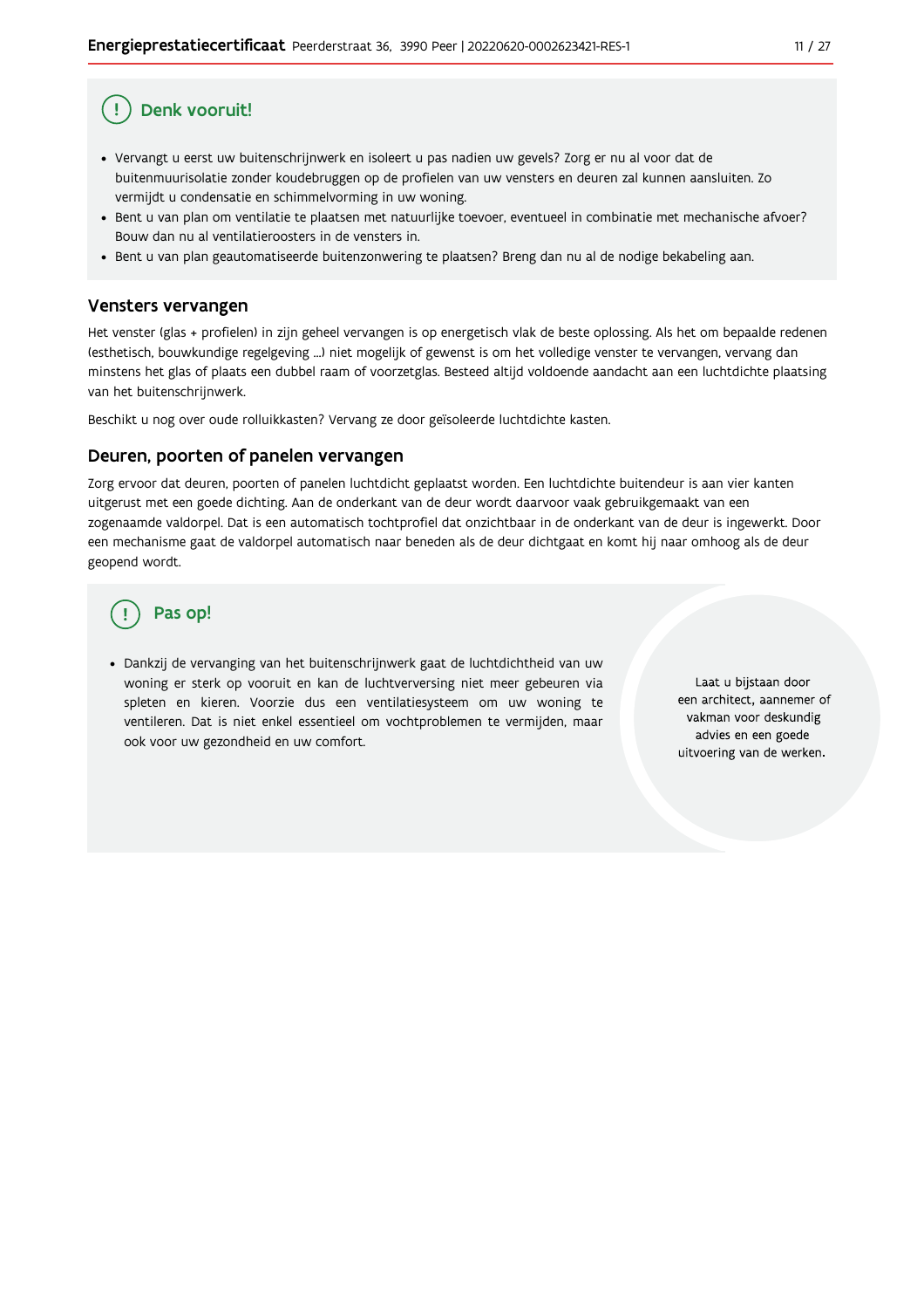## Denk vooruit!

- Vervangt u eerst uw buitenschrijnwerk en isoleert u pas nadien uw gevels? Zorg er nu al voor dat de buitenmuurisolatie zonder koudebruggen op de profielen van uw vensters en deuren zal kunnen aansluiten. Zo vermijdt u condensatie en schimmelvorming in uw woning.
- Bent u van plan om ventilatie te plaatsen met natuurlijke toevoer, eventueel in combinatie met mechanische afvoer? Bouw dan nu al ventilatieroosters in de vensters in.
- Bent u van plan geautomatiseerde buitenzonwering te plaatsen? Breng dan nu al de nodige bekabeling aan.

## Vensters vervangen

Het venster (glas + profielen) in zijn geheel vervangen is op energetisch vlak de beste oplossing. Als het om bepaalde redenen (esthetisch, bouwkundige regelgeving ...) niet mogelijk of gewenst is om het volledige venster te vervangen, vervang dan minstens het glas of plaats een dubbel raam of voorzetglas. Besteed altijd voldoende aandacht aan een luchtdichte plaatsing van het buitenschrijnwerk.

Beschikt u nog over oude rolluikkasten? Vervang ze door geïsoleerde luchtdichte kasten.

## Deuren, poorten of panelen vervangen

Zorg ervoor dat deuren, poorten of panelen luchtdicht geplaatst worden. Een luchtdichte buitendeur is aan vier kanten uitgerust met een goede dichting. Aan de onderkant van de deur wordt daarvoor vaak gebruikgemaakt van een zogenaamde valdorpel. Dat is een automatisch tochtprofiel dat onzichtbaar in de onderkant van de deur is ingewerkt. Door een mechanisme gaat de valdorpel automatisch naar beneden als de deur dichtgaat en komt hij naar omhoog als de deur geopend wordt.

## Pas op!

- Dankzij de vervanging van het buitenschrijnwerk gaat de luchtdichtheid van uw woning er sterk op vooruit en kan de luchtverversing niet meer gebeuren via spleten en kieren. Voorzie dus een ventilatiesysteem om uw woning te ventileren. Dat is niet enkel essentieel om vochtproblemen te vermijden, maar ook voor uw gezondheid en uw comfort.

Laat u bijstaan door een architect, aannemer of vakman voor deskundig advies en een goede uitvoering van de werken.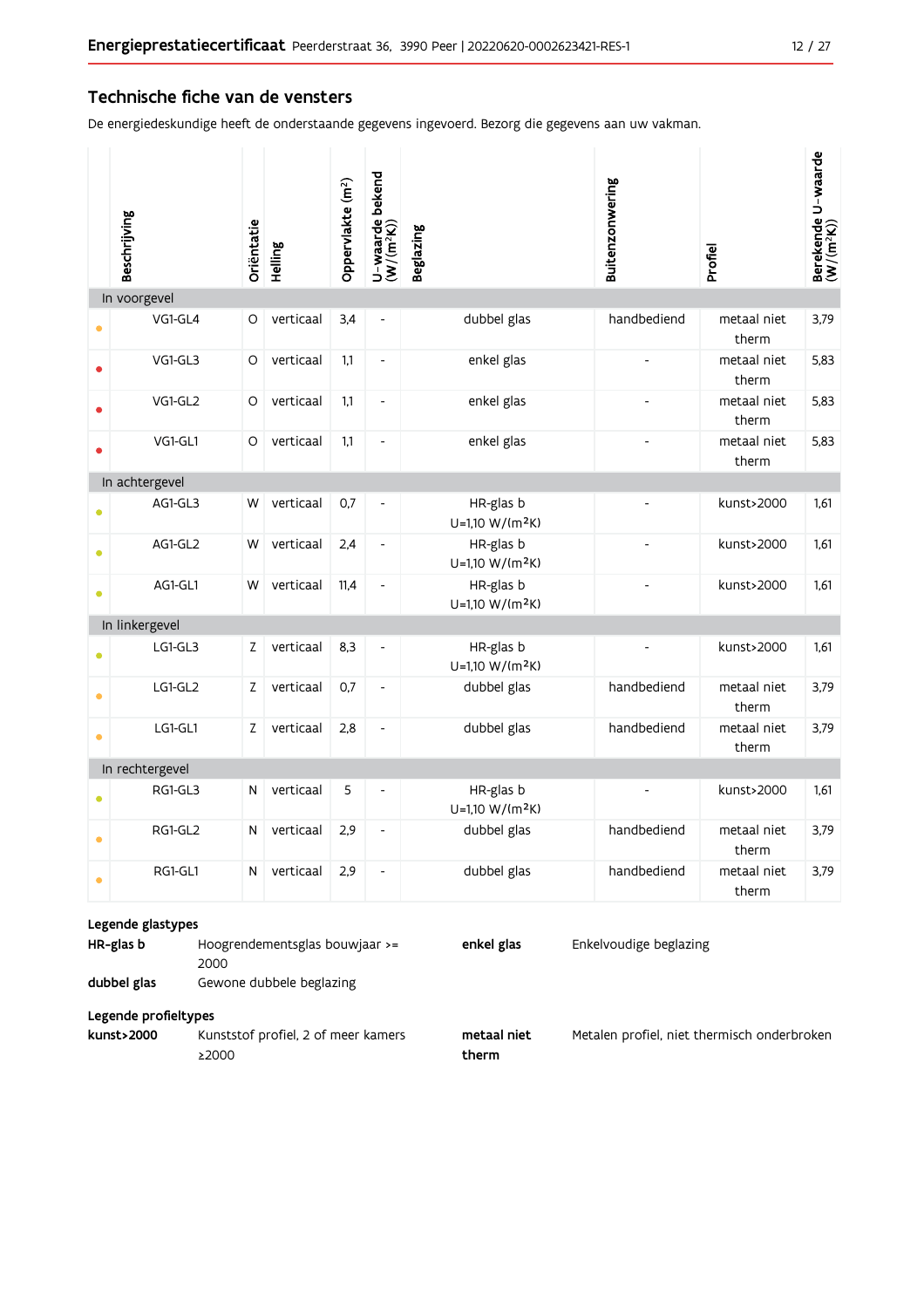## Technische fiche van de vensters

De energiedeskundige heeft de onderstaande gegevens ingevoerd. Bezorg die gegevens aan uw vakman.

| | Beschrijving | Oriëntatie | Helling | Oppervlakte (m²) | U-waarde bekend (W/(m²K)) | Beglazing | Buitenzonwering | Profiel | Berekende U-waarde (W/(m²K)) |
|---|---|---|---|---|---|---|---|---|---|
| **In voorgevel** | | | | | | | | | |
| • | VG1-GL4 | O | verticaal | 3,4 | - | dubbel glas | handbediend | metaal niet therm | 3,79 |
| • | VG1-GL3 | O | verticaal | 1,1 | - | enkel glas | - | metaal niet therm | 5,83 |
| • | VG1-GL2 | O | verticaal | 1,1 | - | enkel glas | - | metaal niet therm | 5,83 |
| • | VG1-GL1 | O | verticaal | 1,1 | - | enkel glas | - | metaal niet therm | 5,83 |
| **In achtergevel** | | | | | | | | | |
| • | AG1-GL3 | W | verticaal | 0,7 | - | HR-glas b U=1,10 W/(m²K) | - | kunst>2000 | 1,61 |
| • | AG1-GL2 | W | verticaal | 2,4 | - | HR-glas b U=1,10 W/(m²K) | - | kunst>2000 | 1,61 |
| • | AG1-GL1 | W | verticaal | 11,4 | - | HR-glas b U=1,10 W/(m²K) | - | kunst>2000 | 1,61 |
| **In linkergevel** | | | | | | | | | |
| • | LG1-GL3 | Z | verticaal | 8,3 | - | HR-glas b U=1,10 W/(m²K) | - | kunst>2000 | 1,61 |
| • | LG1-GL2 | Z | verticaal | 0,7 | - | dubbel glas | handbediend | metaal niet therm | 3,79 |
| • | LG1-GL1 | Z | verticaal | 2,8 | - | dubbel glas | handbediend | metaal niet therm | 3,79 |
| **In rechtergevel** | | | | | | | | | |
| • | RG1-GL3 | N | verticaal | 5 | - | HR-glas b U=1,10 W/(m²K) | - | kunst>2000 | 1,61 |
| • | RG1-GL2 | N | verticaal | 2,9 | - | dubbel glas | handbediend | metaal niet therm | 3,79 |
| • | RG1-GL1 | N | verticaal | 2,9 | - | dubbel glas | handbediend | metaal niet therm | 3,79 |

**Legende glastypes**

**HR-glas b** Hoogrendementsglas bouwjaar >= 2000

**dubbel glas** Gewone dubbele beglazing

**enkel glas** Enkelvoudige beglazing

**Legende profieltypes**

**kunst>2000** Kunststof profiel, 2 of meer kamers ≥2000

**metaal niet therm** Metalen profiel, niet thermisch onderbroken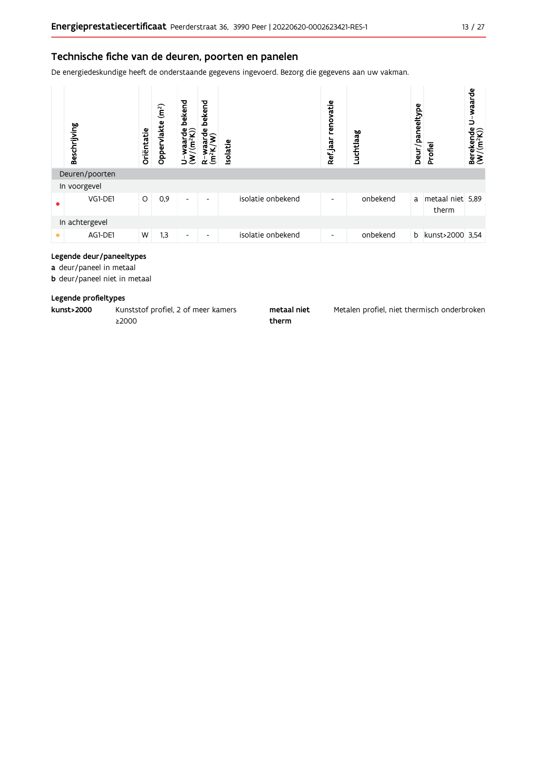## Technische fiche van de deuren, poorten en panelen

De energiedeskundige heeft de onderstaande gegevens ingevoerd. Bezorg die gegevens aan uw vakman.

| | Beschrijving | Oriëntatie | Oppervlakte (m²) | U-waarde bekend (W/(m²K)) | R-waarde bekend (m²K/W) | Isolatie | Ref.jaar renovatie | Luchtlaag | Deur/paneeltype | Profiel | Berekende U-waarde (W/(m²K)) |
|---|---|---|---|---|---|---|---|---|---|---|---|
| Deuren/poorten | | | | | | | | | | | |
| In voorgevel | | | | | | | | | | | |
| • | VG1-DE1 | O | 0,9 | - | - | isolatie onbekend | - | onbekend | a | metaal niet therm | 5,89 |
| In achtergevel | | | | | | | | | | | |
| • | AG1-DE1 | W | 1,3 | - | - | isolatie onbekend | - | onbekend | b | kunst>2000 | 3,54 |

**Legende deur/paneeltypes**

**a** deur/paneel in metaal

**b** deur/paneel niet in metaal

**Legende profieltypes**

**kunst>2000** Kunststof profiel, 2 of meer kamers ≥2000

**metaal niet therm** Metalen profiel, niet thermisch onderbroken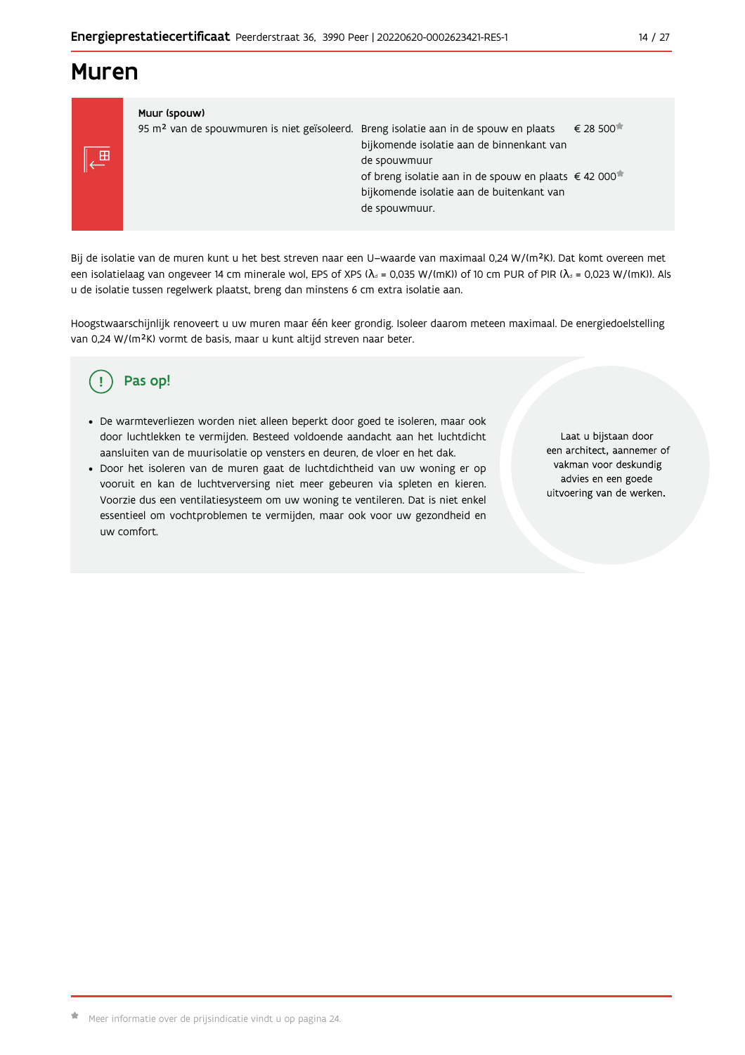# Muren

**Muur (spouw)**

| | | |
|---|---|---|
| 95 m² van de spouwmuren is niet geïsoleerd. | Breng isolatie aan in de spouw en plaats bijkomende isolatie aan de binnenkant van de spouwmuur | € 28 500* |
| | of breng isolatie aan in de spouw en plaats bijkomende isolatie aan de buitenkant van de spouwmuur. | € 42 000* |

Bij de isolatie van de muren kunt u het best streven naar een U–waarde van maximaal 0,24 W/(m²K). Dat komt overeen met een isolatielaag van ongeveer 14 cm minerale wol, EPS of XPS ($\lambda_d$ = 0,035 W/(mK)) of 10 cm PUR of PIR ($\lambda_d$ = 0,023 W/(mK)). Als u de isolatie tussen regelwerk plaatst, breng dan minstens 6 cm extra isolatie aan.

Hoogstwaarschijnlijk renoveert u uw muren maar één keer grondig. Isoleer daarom meteen maximaal. De energiedoelstelling van 0,24 W/(m²K) vormt de basis, maar u kunt altijd streven naar beter.

## Pas op!

- De warmteverliezen worden niet alleen beperkt door goed te isoleren, maar ook door luchtlekken te vermijden. Besteed voldoende aandacht aan het luchtdicht aansluiten van de muurisolatie op vensters en deuren, de vloer en het dak.
- Door het isoleren van de muren gaat de luchtdichtheid van uw woning er op vooruit en kan de luchtverversing niet meer gebeuren via spleten en kieren. Voorzie dus een ventilatiesysteem om uw woning te ventileren. Dat is niet enkel essentieel om vochtproblemen te vermijden, maar ook voor uw gezondheid en uw comfort.

Laat u bijstaan door een architect, aannemer of vakman voor deskundig advies en een goede uitvoering van de werken.

* Meer informatie over de prijsindicatie vindt u op pagina 24.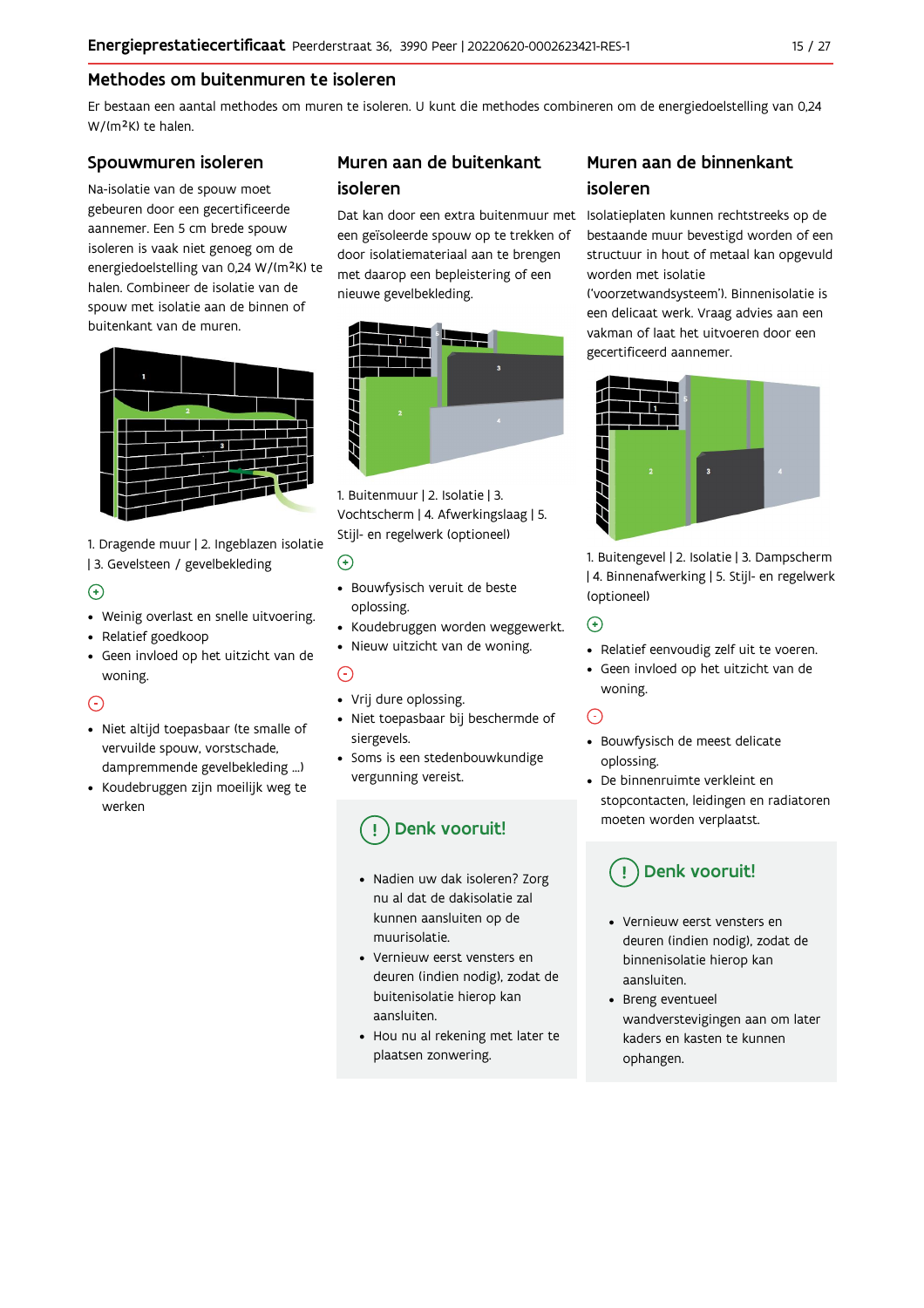## Methodes om buitenmuren te isoleren

Er bestaan een aantal methodes om muren te isoleren. U kunt die methodes combineren om de energiedoelstelling van 0,24 W/(m²K) te halen.

### Spouwmuren isoleren

Na-isolatie van de spouw moet gebeuren door een gecertificeerde aannemer. Een 5 cm brede spouw isoleren is vaak niet genoeg om de energiedoelstelling van 0,24 W/(m²K) te halen. Combineer de isolatie van de spouw met isolatie aan de binnen of buitenkant van de muren.

1. Dragende muur | 2. Ingeblazen isolatie | 3. Gevelsteen / gevelbekleding

(+)

- Weinig overlast en snelle uitvoering.
- Relatief goedkoop
- Geen invloed op het uitzicht van de woning.

(-)

- Niet altijd toepasbaar (te smalle of vervuilde spouw, vorstschade, dampremmende gevelbekleding ...)
- Koudebruggen zijn moeilijk weg te werken

### Muren aan de buitenkant isoleren

Dat kan door een extra buitenmuur met een geïsoleerde spouw op te trekken of door isolatiemateriaal aan te brengen met daarop een bepleistering of een nieuwe gevelbekleding.

1. Buitenmuur | 2. Isolatie | 3. Vochtscherm | 4. Afwerkingslaag | 5. Stijl- en regelwerk (optioneel)

(+)

- Bouwfysisch veruit de beste oplossing.
- Koudebruggen worden weggewerkt.
- Nieuw uitzicht van de woning.

(-)

- Vrij dure oplossing.
- Niet toepasbaar bij beschermde of siergevels.
- Soms is een stedenbouwkundige vergunning vereist.

#### Denk vooruit!

- Nadien uw dak isoleren? Zorg nu al dat de dakisolatie zal kunnen aansluiten op de muurisolatie.
- Vernieuw eerst vensters en deuren (indien nodig), zodat de buitenisolatie hierop kan aansluiten.
- Hou nu al rekening met later te plaatsen zonwering.

### Muren aan de binnenkant isoleren

Isolatieplaten kunnen rechtstreeks op de bestaande muur bevestigd worden of een structuur in hout of metaal kan opgevuld worden met isolatie ('voorzetwandsysteem'). Binnenisolatie is een delicaat werk. Vraag advies aan een vakman of laat het uitvoeren door een gecertificeerd aannemer.

1. Buitengevel | 2. Isolatie | 3. Dampscherm | 4. Binnenafwerking | 5. Stijl- en regelwerk (optioneel)

(+)

- Relatief eenvoudig zelf uit te voeren.
- Geen invloed op het uitzicht van de woning.

(-)

- Bouwfysisch de meest delicate oplossing.
- De binnenruimte verkleint en stopcontacten, leidingen en radiatoren moeten worden verplaatst.

#### Denk vooruit!

- Vernieuw eerst vensters en deuren (indien nodig), zodat de binnenisolatie hierop kan aansluiten.
- Breng eventueel wandverstevigingen aan om later kaders en kasten te kunnen ophangen.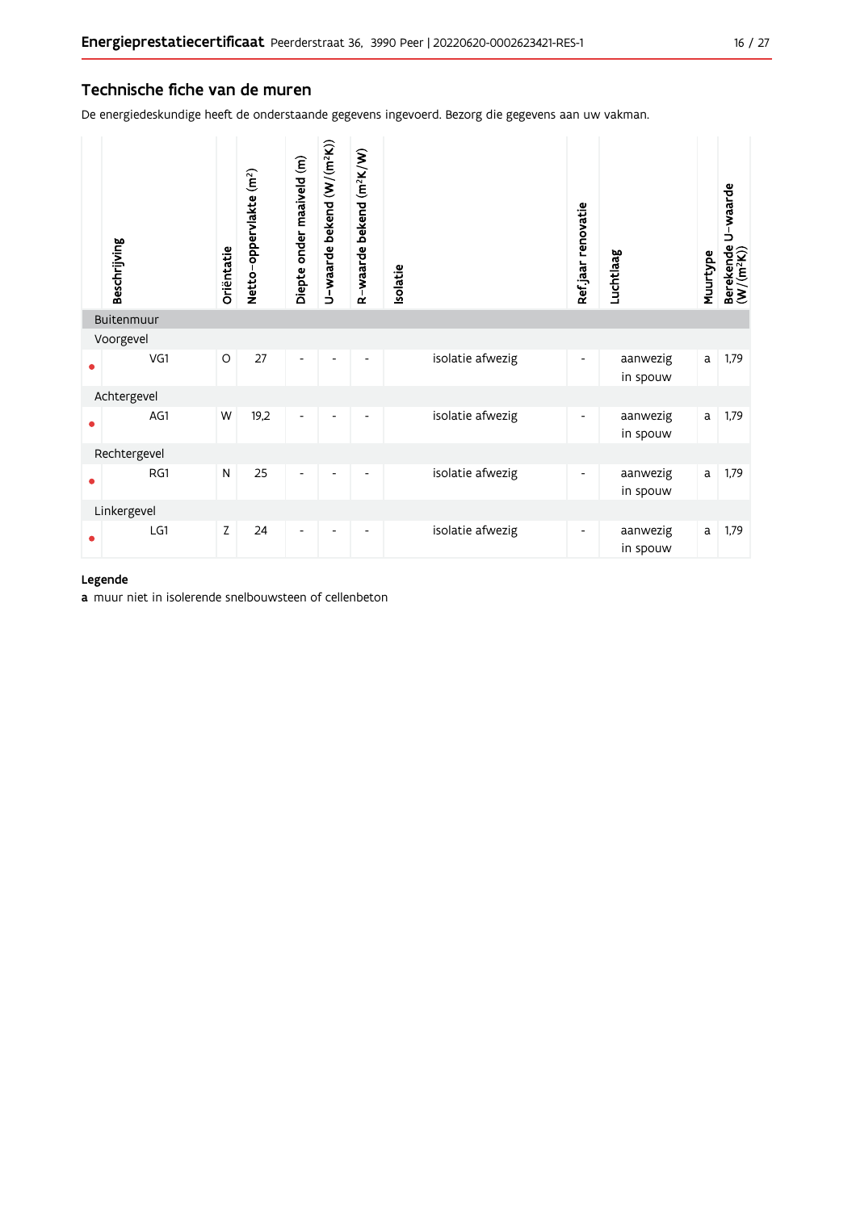## Technische fiche van de muren

De energiedeskundige heeft de onderstaande gegevens ingevoerd. Bezorg die gegevens aan uw vakman.

| | Beschrijving | Oriëntatie | Netto-oppervlakte (m²) | Diepte onder maaiveld (m) | U-waarde bekend (W/(m²K)) | R-waarde bekend (m²K/W) | Isolatie | Ref.jaar renovatie | Luchtlaag | Muurtype | Berekende U-waarde (W/(m²K)) |
|---|---|---|---|---|---|---|---|---|---|---|---|
| | **Buitenmuur** | | | | | | | | | | |
| | Voorgevel | | | | | | | | | | |
| • | VG1 | O | 27 | - | - | - | isolatie afwezig | - | aanwezig in spouw | a | 1,79 |
| | Achtergevel | | | | | | | | | | |
| • | AG1 | W | 19,2 | - | - | - | isolatie afwezig | - | aanwezig in spouw | a | 1,79 |
| | Rechtergevel | | | | | | | | | | |
| • | RG1 | N | 25 | - | - | - | isolatie afwezig | - | aanwezig in spouw | a | 1,79 |
| | Linkergevel | | | | | | | | | | |
| • | LG1 | Z | 24 | - | - | - | isolatie afwezig | - | aanwezig in spouw | a | 1,79 |

**Legende**

**a** muur niet in isolerende snelbouwsteen of cellenbeton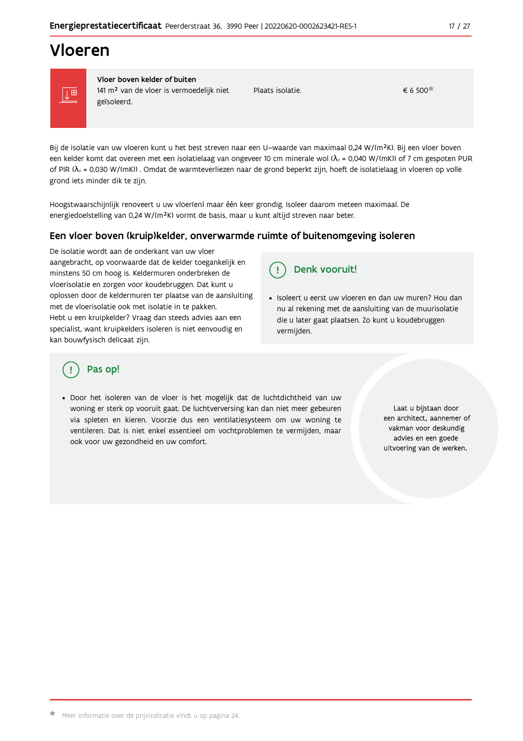# Vloeren

| Vloer boven kelder of buiten | | |
| --- | --- | --- |
| 141 m² van de vloer is vermoedelijk niet geïsoleerd. | Plaats isolatie. | € 6 500* |

Bij de isolatie van uw vloeren kunt u het best streven naar een U–waarde van maximaal 0,24 W/(m²K). Bij een vloer boven een kelder komt dat overeen met een isolatielaag van ongeveer 10 cm minerale wol ($\lambda_d$ = 0,040 W/(mK)) of 7 cm gespoten PUR of PIR ($\lambda_d$ = 0,030 W/(mK)) . Omdat de warmteverliezen naar de grond beperkt zijn, hoeft de isolatielaag in vloeren op volle grond iets minder dik te zijn.

Hoogstwaarschijnlijk renoveert u uw vloer(en) maar één keer grondig. Isoleer daarom meteen maximaal. De energiedoelstelling van 0,24 W/(m²K) vormt de basis, maar u kunt altijd streven naar beter.

## Een vloer boven (kruip)kelder, onverwarmde ruimte of buitenomgeving isoleren

De isolatie wordt aan de onderkant van uw vloer aangebracht, op voorwaarde dat de kelder toegankelijk en minstens 50 cm hoog is. Keldermuren onderbreken de vloerisolatie en zorgen voor koudebruggen. Dat kunt u oplossen door de keldermuren ter plaatse van de aansluiting met de vloerisolatie ook met isolatie in te pakken.
Hebt u een kruipkelder? Vraag dan steeds advies aan een specialist, want kruipkelders isoleren is niet eenvoudig en kan bouwfysisch delicaat zijn.

### Denk vooruit!

- Isoleert u eerst uw vloeren en dan uw muren? Hou dan nu al rekening met de aansluiting van de muurisolatie die u later gaat plaatsen. Zo kunt u koudebruggen vermijden.

### Pas op!

- Door het isoleren van de vloer is het mogelijk dat de luchtdichtheid van uw woning er sterk op vooruit gaat. De luchtverversing kan dan niet meer gebeuren via spleten en kieren. Voorzie dus een ventilatiesysteem om uw woning te ventileren. Dat is niet enkel essentieel om vochtproblemen te vermijden, maar ook voor uw gezondheid en uw comfort.

Laat u bijstaan door een architect, aannemer of vakman voor deskundig advies en een goede uitvoering van de werken.

* Meer informatie over de prijsindicatie vindt u op pagina 24.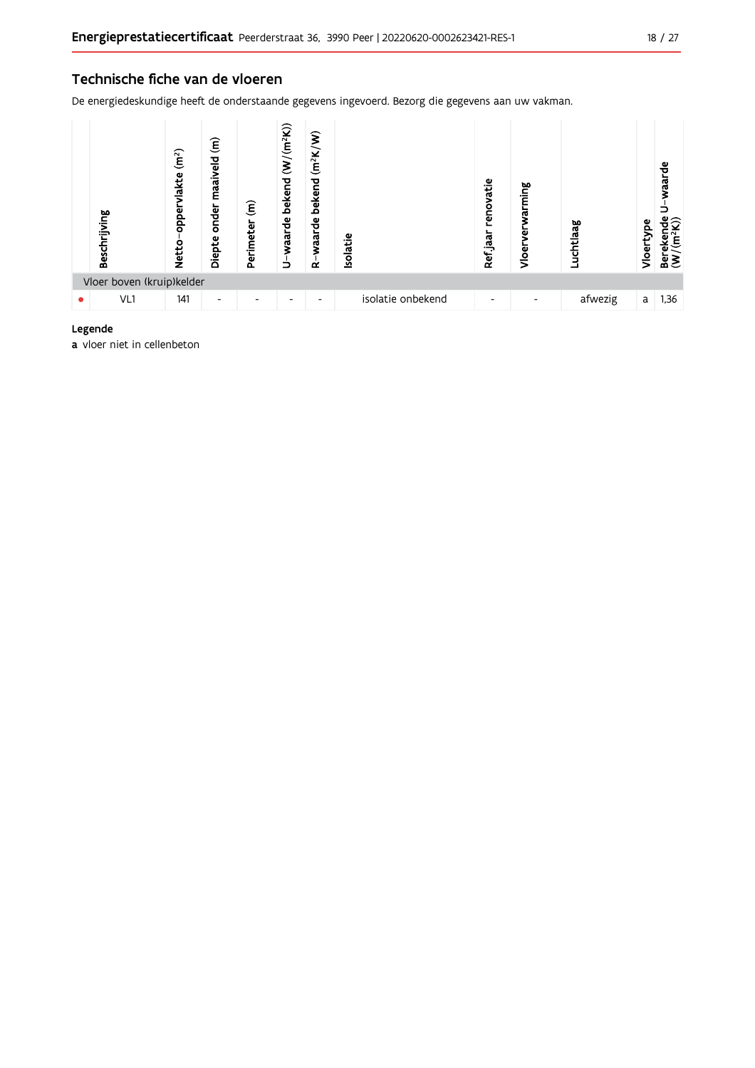## Technische fiche van de vloeren

De energiedeskundige heeft de onderstaande gegevens ingevoerd. Bezorg die gegevens aan uw vakman.

| | Beschrijving | Netto-oppervlakte ($m^2$) | Diepte onder maaiveld (m) | Perimeter (m) | U-waarde bekend ($W/(m^2K)$) | R-waarde bekend ($m^2K/W$) | Isolatie | Ref.jaar renovatie | Vloerverwarming | Luchtlaag | Vloertype | Berekende U-waarde ($W/(m^2K)$) |
|---|---|---|---|---|---|---|---|---|---|---|---|---|
| Vloer boven (kruip)kelder | | | | | | | | | | | | |
| • | VL1 | 141 | - | - | - | - | isolatie onbekend | - | - | afwezig | a | 1,36 |

**Legende**

**a** vloer niet in cellenbeton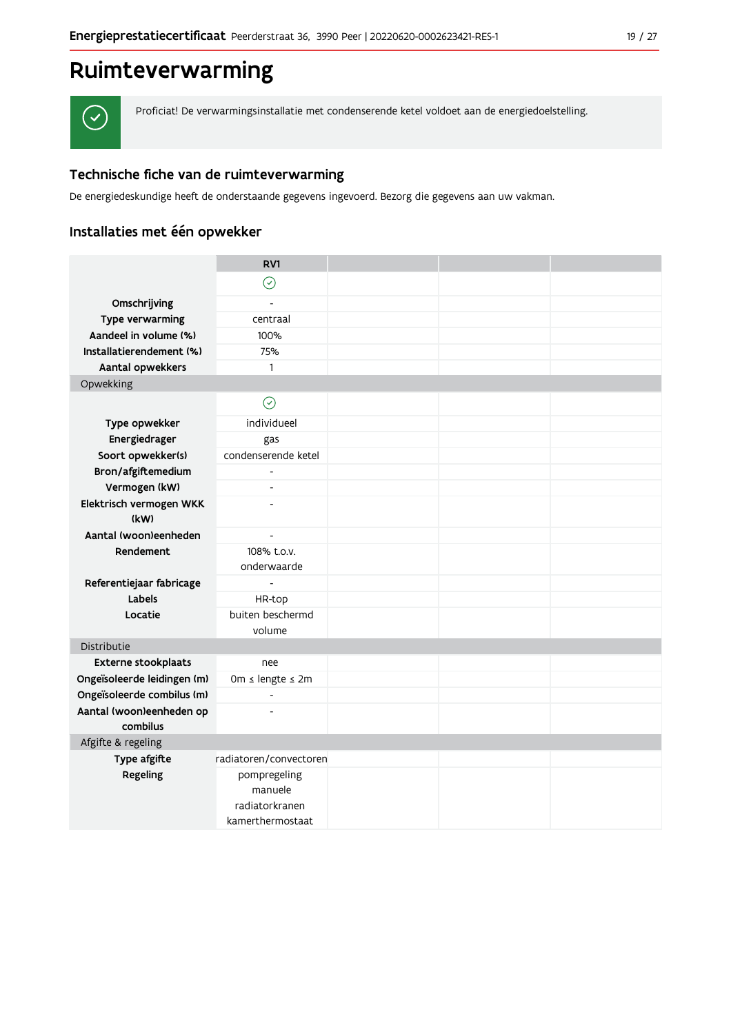# Ruimteverwarming

Proficiat! De verwarmingsinstallatie met condenserende ketel voldoet aan de energiedoelstelling.

## Technische fiche van de ruimteverwarming

De energiedeskundige heeft de onderstaande gegevens ingevoerd. Bezorg die gegevens aan uw vakman.

## Installaties met één opwekker

| | RV1 | | | |
|---|---|---|---|---|
| | ✓ | | | |
| **Omschrijving** | - | | | |
| **Type verwarming** | centraal | | | |
| **Aandeel in volume (%)** | 100% | | | |
| **Installatierendement (%)** | 75% | | | |
| **Aantal opwekkers** | 1 | | | |
| Opwekking | | | | |
| | ✓ | | | |
| **Type opwekker** | individueel | | | |
| **Energiedrager** | gas | | | |
| **Soort opwekker(s)** | condenserende ketel | | | |
| **Bron/afgiftemedium** | - | | | |
| **Vermogen (kW)** | - | | | |
| **Elektrisch vermogen WKK (kW)** | - | | | |
| **Aantal (woon)eenheden** | - | | | |
| **Rendement** | 108% t.o.v. onderwaarde | | | |
| **Referentiejaar fabricage** | - | | | |
| **Labels** | HR-top | | | |
| **Locatie** | buiten beschermd volume | | | |
| Distributie | | | | |
| **Externe stookplaats** | nee | | | |
| **Ongeïsoleerde leidingen (m)** | 0m ≤ lengte ≤ 2m | | | |
| **Ongeïsoleerde combilus (m)** | - | | | |
| **Aantal (woon)eenheden op combilus** | - | | | |
| Afgifte & regeling | | | | |
| **Type afgifte** | radiatoren/convectoren | | | |
| **Regeling** | pompregeling<br>manuele radiatorkranen<br>kamerthermostaat | | | |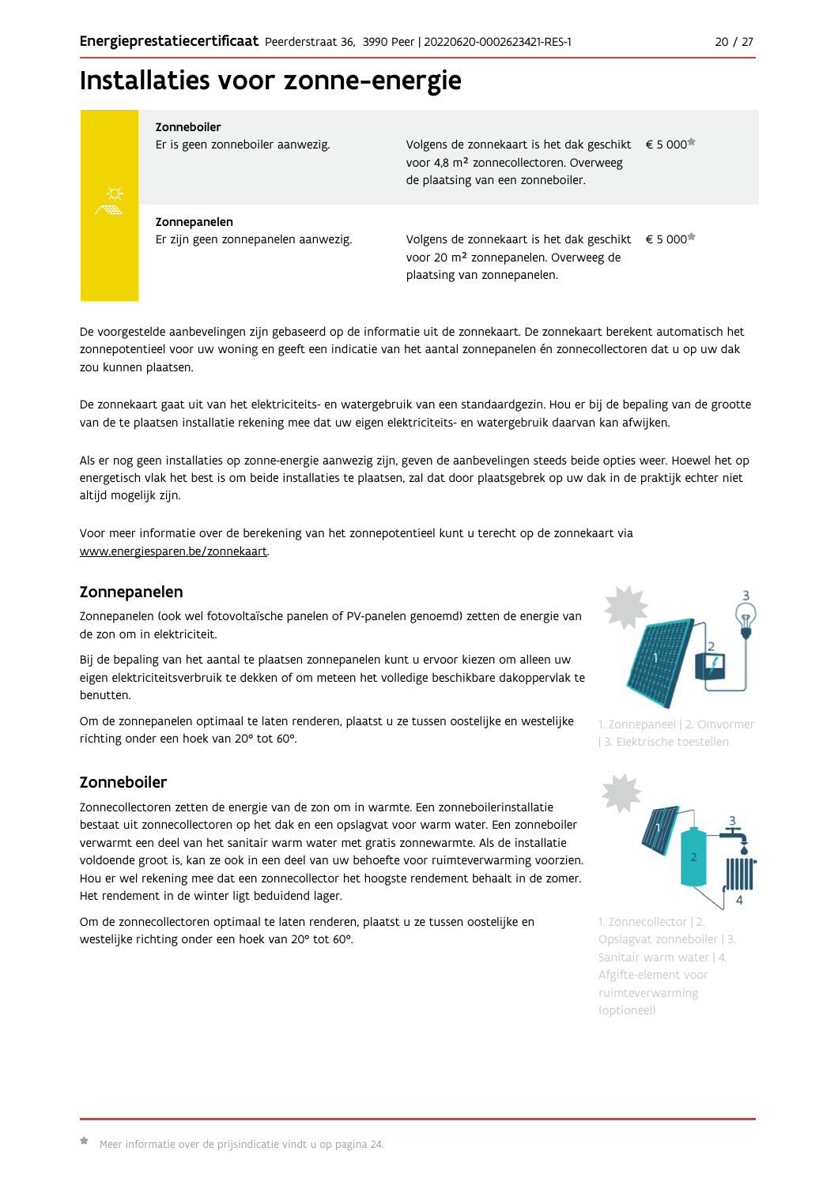# Installaties voor zonne-energie

| | | |
|---|---|---|
| **Zonneboiler**<br>Er is geen zonneboiler aanwezig. | Volgens de zonnekaart is het dak geschikt voor 4,8 m² zonnecollectoren. Overweeg de plaatsing van een zonneboiler. | € 5 000* |
| **Zonnepanelen**<br>Er zijn geen zonnepanelen aanwezig. | Volgens de zonnekaart is het dak geschikt voor 20 m² zonnepanelen. Overweeg de plaatsing van zonnepanelen. | € 5 000* |

De voorgestelde aanbevelingen zijn gebaseerd op de informatie uit de zonnekaart. De zonnekaart berekent automatisch het zonnepotentieel voor uw woning en geeft een indicatie van het aantal zonnepanelen én zonnecollectoren dat u op uw dak zou kunnen plaatsen.

De zonnekaart gaat uit van het elektriciteits- en watergebruik van een standaardgezin. Hou er bij de bepaling van de grootte van de te plaatsen installatie rekening mee dat uw eigen elektriciteits- en watergebruik daarvan kan afwijken.

Als er nog geen installaties op zonne-energie aanwezig zijn, geven de aanbevelingen steeds beide opties weer. Hoewel het op energetisch vlak het best is om beide installaties te plaatsen, zal dat door plaatsgebrek op uw dak in de praktijk echter niet altijd mogelijk zijn.

Voor meer informatie over de berekening van het zonnepotentieel kunt u terecht op de zonnekaart via www.energiesparen.be/zonnekaart.

## Zonnepanelen

Zonnepanelen (ook wel fotovoltaïsche panelen of PV-panelen genoemd) zetten de energie van de zon om in elektriciteit.

Bij de bepaling van het aantal te plaatsen zonnepanelen kunt u ervoor kiezen om alleen uw eigen elektriciteitsverbruik te dekken of om meteen het volledige beschikbare dakoppervlak te benutten.

Om de zonnepanelen optimaal te laten renderen, plaatst u ze tussen oostelijke en westelijke richting onder een hoek van 20° tot 60°.

1. Zonnepaneel | 2. Omvormer | 3. Elektrische toestellen

## Zonneboiler

Zonnecollectoren zetten de energie van de zon om in warmte. Een zonneboilerinstallatie bestaat uit zonnecollectoren op het dak en een opslagvat voor warm water. Een zonneboiler verwarmt een deel van het sanitair warm water met gratis zonnewarmte. Als de installatie voldoende groot is, kan ze ook in een deel van uw behoefte voor ruimteverwarming voorzien. Hou er wel rekening mee dat een zonnecollector het hoogste rendement behaalt in de zomer. Het rendement in de winter ligt beduidend lager.

Om de zonnecollectoren optimaal te laten renderen, plaatst u ze tussen oostelijke en westelijke richting onder een hoek van 20° tot 60°.

1. Zonnecollector | 2. Opslagvat zonneboiler | 3. Sanitair warm water | 4. Afgifte-element voor ruimteverwarming (optioneel)

* Meer informatie over de prijsindicatie vindt u op pagina 24.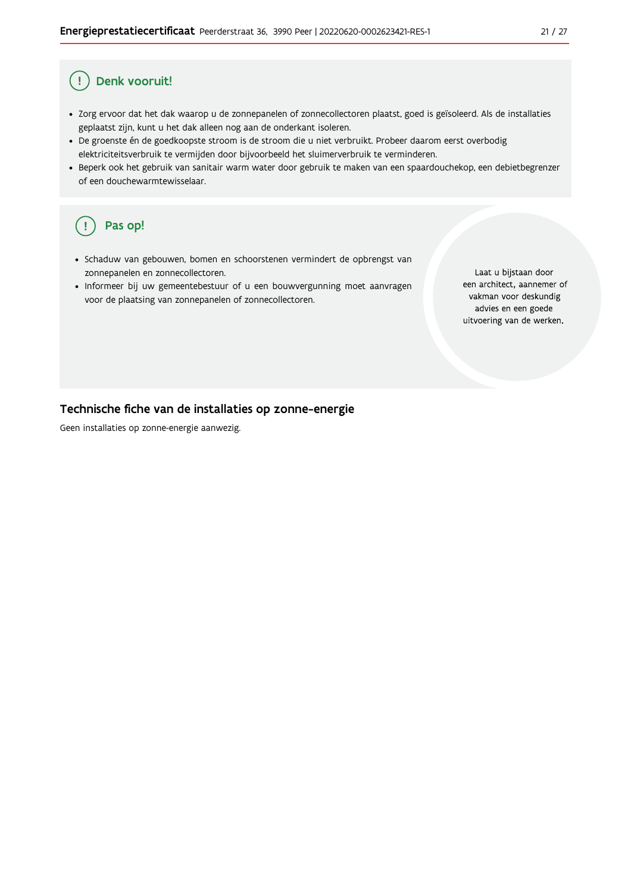## Denk vooruit!

- Zorg ervoor dat het dak waarop u de zonnepanelen of zonnecollectoren plaatst, goed is geïsoleerd. Als de installaties geplaatst zijn, kunt u het dak alleen nog aan de onderkant isoleren.
- De groenste én de goedkoopste stroom is de stroom die u niet verbruikt. Probeer daarom eerst overbodig elektriciteitsverbruik te vermijden door bijvoorbeeld het sluimerverbruik te verminderen.
- Beperk ook het gebruik van sanitair warm water door gebruik te maken van een spaardouchekop, een debietbegrenzer of een douchewarmtewisselaar.

## Pas op!

- Schaduw van gebouwen, bomen en schoorstenen vermindert de opbrengst van zonnepanelen en zonnecollectoren.
- Informeer bij uw gemeentebestuur of u een bouwvergunning moet aanvragen voor de plaatsing van zonnepanelen of zonnecollectoren.

Laat u bijstaan door een architect, aannemer of vakman voor deskundig advies en een goede uitvoering van de werken.

## Technische fiche van de installaties op zonne-energie

Geen installaties op zonne-energie aanwezig.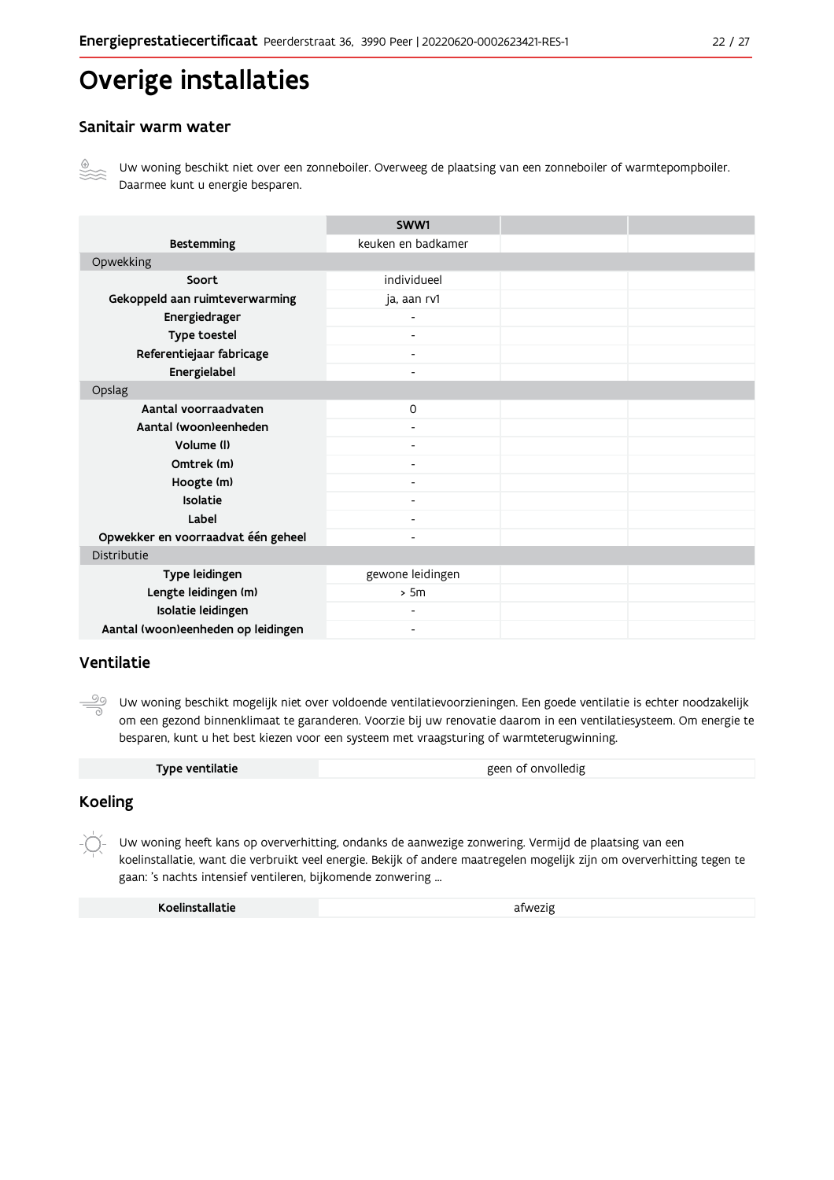# Overige installaties

## Sanitair warm water

Uw woning beschikt niet over een zonneboiler. Overweeg de plaatsing van een zonneboiler of warmtepompboiler. Daarmee kunt u energie besparen.

| | SWW1 | | |
|---|---|---|---|
| **Bestemming** | keuken en badkamer | | |
| Opwekking | | | |
| **Soort** | individueel | | |
| **Gekoppeld aan ruimteverwarming** | ja, aan rv1 | | |
| **Energiedrager** | - | | |
| **Type toestel** | - | | |
| **Referentiejaar fabricage** | - | | |
| **Energielabel** | - | | |
| Opslag | | | |
| **Aantal voorraadvaten** | 0 | | |
| **Aantal (woon)eenheden** | - | | |
| **Volume (l)** | - | | |
| **Omtrek (m)** | - | | |
| **Hoogte (m)** | - | | |
| **Isolatie** | - | | |
| **Label** | - | | |
| **Opwekker en voorraadvat één geheel** | - | | |
| Distributie | | | |
| **Type leidingen** | gewone leidingen | | |
| **Lengte leidingen (m)** | > 5m | | |
| **Isolatie leidingen** | - | | |
| **Aantal (woon)eenheden op leidingen** | - | | |

## Ventilatie

Uw woning beschikt mogelijk niet over voldoende ventilatievoorzieningen. Een goede ventilatie is echter noodzakelijk om een gezond binnenklimaat te garanderen. Voorzie bij uw renovatie daarom in een ventilatiesysteem. Om energie te besparen, kunt u het best kiezen voor een systeem met vraagsturing of warmteterugwinning.

| **Type ventilatie** | geen of onvolledig |
|---|---|

## Koeling

Uw woning heeft kans op oververhitting, ondanks de aanwezige zonwering. Vermijd de plaatsing van een koelinstallatie, want die verbruikt veel energie. Bekijk of andere maatregelen mogelijk zijn om oververhitting tegen te gaan: 's nachts intensief ventileren, bijkomende zonwering ...

| **Koelinstallatie** | afwezig |
|---|---|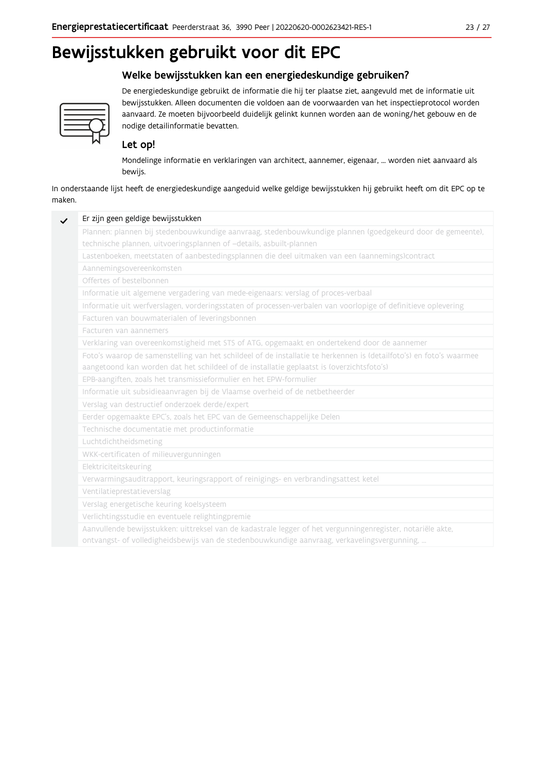# Bewijsstukken gebruikt voor dit EPC

## Welke bewijsstukken kan een energiedeskundige gebruiken?

De energiedeskundige gebruikt de informatie die hij ter plaatse ziet, aangevuld met de informatie uit bewijsstukken. Alleen documenten die voldoen aan de voorwaarden van het inspectieprotocol worden aanvaard. Ze moeten bijvoorbeeld duidelijk gelinkt kunnen worden aan de woning/het gebouw en de nodige detailinformatie bevatten.

## Let op!

Mondelinge informatie en verklaringen van architect, aannemer, eigenaar, … worden niet aanvaard als bewijs.

In onderstaande lijst heeft de energiedeskundige aangeduid welke geldige bewijsstukken hij gebruikt heeft om dit EPC op te maken.

| | |
|---|---|
| ✓ | Er zijn geen geldige bewijsstukken |
| | Plannen: plannen bij stedenbouwkundige aanvraag, stedenbouwkundige plannen (goedgekeurd door de gemeente), technische plannen, uitvoeringsplannen of –details, asbuilt-plannen |
| | Lastenboeken, meetstaten of aanbestedingsplannen die deel uitmaken van een (aannemings)contract |
| | Aannemingsovereenkomsten |
| | Offertes of bestelbonnen |
| | Informatie uit algemene vergadering van mede-eigenaars: verslag of proces-verbaal |
| | Informatie uit werfverslagen, vorderingsstaten of processen-verbalen van voorlopige of definitieve oplevering |
| | Facturen van bouwmaterialen of leveringsbonnen |
| | Facturen van aannemers |
| | Verklaring van overeenkomstigheid met STS of ATG, opgemaakt en ondertekend door de aannemer |
| | Foto's waarop de samenstelling van het schildeel of de installatie te herkennen is (detailfoto's) en foto's waarmee aangetoond kan worden dat het schildeel of de installatie geplaatst is (overzichtsfoto's) |
| | EPB-aangiften, zoals het transmissieformulier en het EPW-formulier |
| | Informatie uit subsidieaanvragen bij de Vlaamse overheid of de netbetheerder |
| | Verslag van destructief onderzoek derde/expert |
| | Eerder opgemaakte EPC's, zoals het EPC van de Gemeenschappelijke Delen |
| | Technische documentatie met productinformatie |
| | Luchtdichtheidsmeting |
| | WKK-certificaten of milieuvergunningen |
| | Elektriciteitskeuring |
| | Verwarmingsauditrapport, keuringsrapport of reinigings- en verbrandingsattest ketel |
| | Ventilatieprestatieverslag |
| | Verslag energetische keuring koelsysteem |
| | Verlichtingsstudie en eventuele relightingpremie |
| | Aanvullende bewijsstukken: uittreksel van de kadastrale legger of het vergunningenregister, notariële akte, ontvangst- of volledigheidsbewijs van de stedenbouwkundige aanvraag, verkavelingsvergunning, … |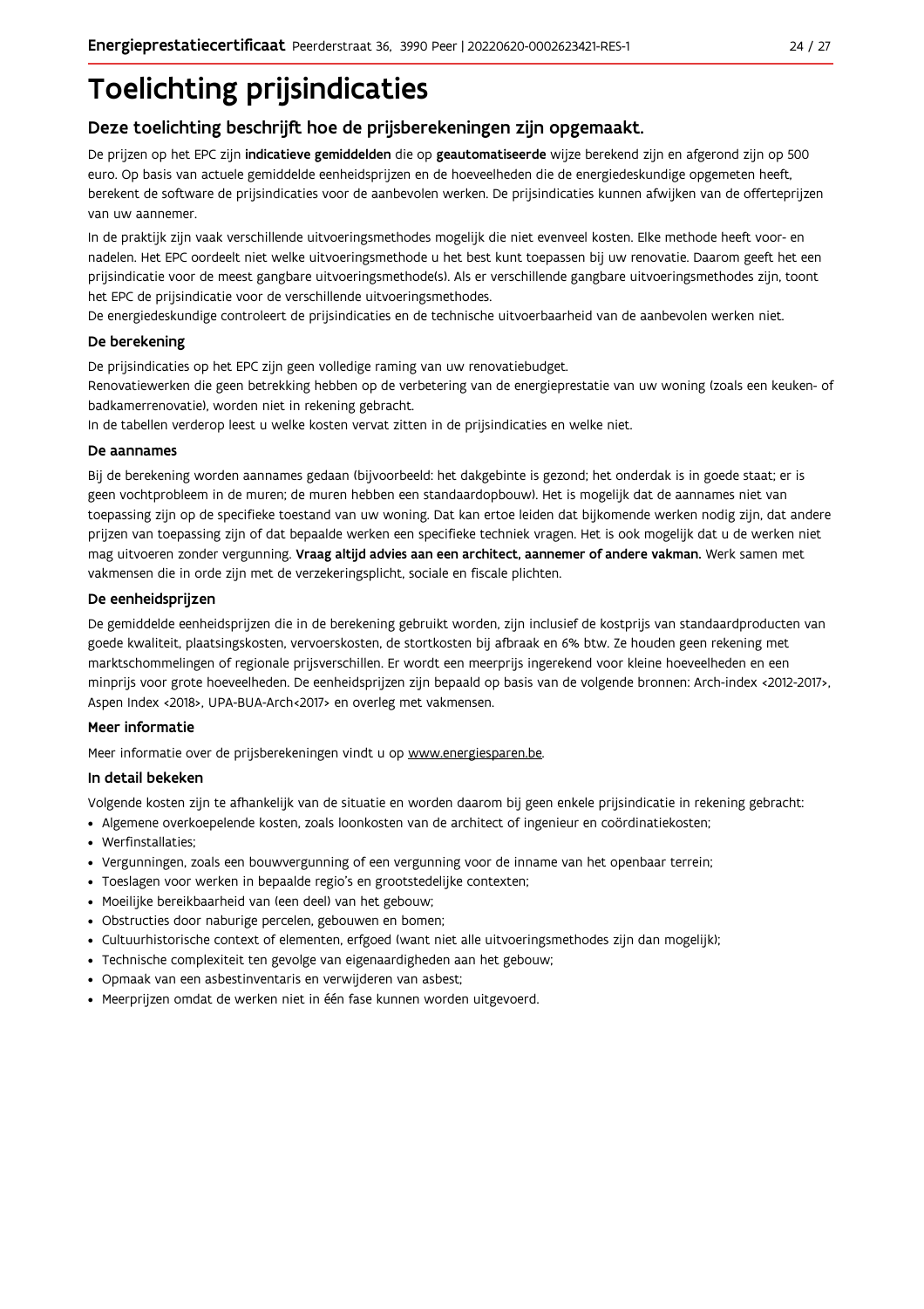# Toelichting prijsindicaties

## Deze toelichting beschrijft hoe de prijsberekeningen zijn opgemaakt.

De prijzen op het EPC zijn **indicatieve gemiddelden** die op **geautomatiseerde** wijze berekend zijn en afgerond zijn op 500 euro. Op basis van actuele gemiddelde eenheidsprijzen en de hoeveelheden die de energiedeskundige opgemeten heeft, berekent de software de prijsindicaties voor de aanbevolen werken. De prijsindicaties kunnen afwijken van de offerteprijzen van uw aannemer.

In de praktijk zijn vaak verschillende uitvoeringsmethodes mogelijk die niet evenveel kosten. Elke methode heeft voor- en nadelen. Het EPC oordeelt niet welke uitvoeringsmethode u het best kunt toepassen bij uw renovatie. Daarom geeft het een prijsindicatie voor de meest gangbare uitvoeringsmethode(s). Als er verschillende gangbare uitvoeringsmethodes zijn, toont het EPC de prijsindicatie voor de verschillende uitvoeringsmethodes.
De energiedeskundige controleert de prijsindicaties en de technische uitvoerbaarheid van de aanbevolen werken niet.

### De berekening

De prijsindicaties op het EPC zijn geen volledige raming van uw renovatiebudget.
Renovatiewerken die geen betrekking hebben op de verbetering van de energieprestatie van uw woning (zoals een keuken- of badkamerrenovatie), worden niet in rekening gebracht.
In de tabellen verderop leest u welke kosten vervat zitten in de prijsindicaties en welke niet.

### De aannames

Bij de berekening worden aannames gedaan (bijvoorbeeld: het dakgebinte is gezond; het onderdak is in goede staat; er is geen vochtprobleem in de muren; de muren hebben een standaardopbouw). Het is mogelijk dat de aannames niet van toepassing zijn op de specifieke toestand van uw woning. Dat kan ertoe leiden dat bijkomende werken nodig zijn, dat andere prijzen van toepassing zijn of dat bepaalde werken een specifieke techniek vragen. Het is ook mogelijk dat u de werken niet mag uitvoeren zonder vergunning. **Vraag altijd advies aan een architect, aannemer of andere vakman.** Werk samen met vakmensen die in orde zijn met de verzekeringsplicht, sociale en fiscale plichten.

### De eenheidsprijzen

De gemiddelde eenheidsprijzen die in de berekening gebruikt worden, zijn inclusief de kostprijs van standaardproducten van goede kwaliteit, plaatsingskosten, vervoerskosten, de stortkosten bij afbraak en 6% btw. Ze houden geen rekening met marktschommelingen of regionale prijsverschillen. Er wordt een meerprijs ingerekend voor kleine hoeveelheden en een minprijs voor grote hoeveelheden. De eenheidsprijzen zijn bepaald op basis van de volgende bronnen: Arch-index <2012-2017>, Aspen Index <2018>, UPA-BUA-Arch<2017> en overleg met vakmensen.

### Meer informatie

Meer informatie over de prijsberekeningen vindt u op www.energiesparen.be.

### In detail bekeken

Volgende kosten zijn te afhankelijk van de situatie en worden daarom bij geen enkele prijsindicatie in rekening gebracht:

- Algemene overkoepelende kosten, zoals loonkosten van de architect of ingenieur en coördinatiekosten;
- Werfinstallaties;
- Vergunningen, zoals een bouwvergunning of een vergunning voor de inname van het openbaar terrein;
- Toeslagen voor werken in bepaalde regio's en grootstedelijke contexten;
- Moeilijke bereikbaarheid van (een deel) van het gebouw;
- Obstructies door naburige percelen, gebouwen en bomen;
- Cultuurhistorische context of elementen, erfgoed (want niet alle uitvoeringsmethodes zijn dan mogelijk);
- Technische complexiteit ten gevolge van eigenaardigheden aan het gebouw;
- Opmaak van een asbestinventaris en verwijderen van asbest;
- Meerprijzen omdat de werken niet in één fase kunnen worden uitgevoerd.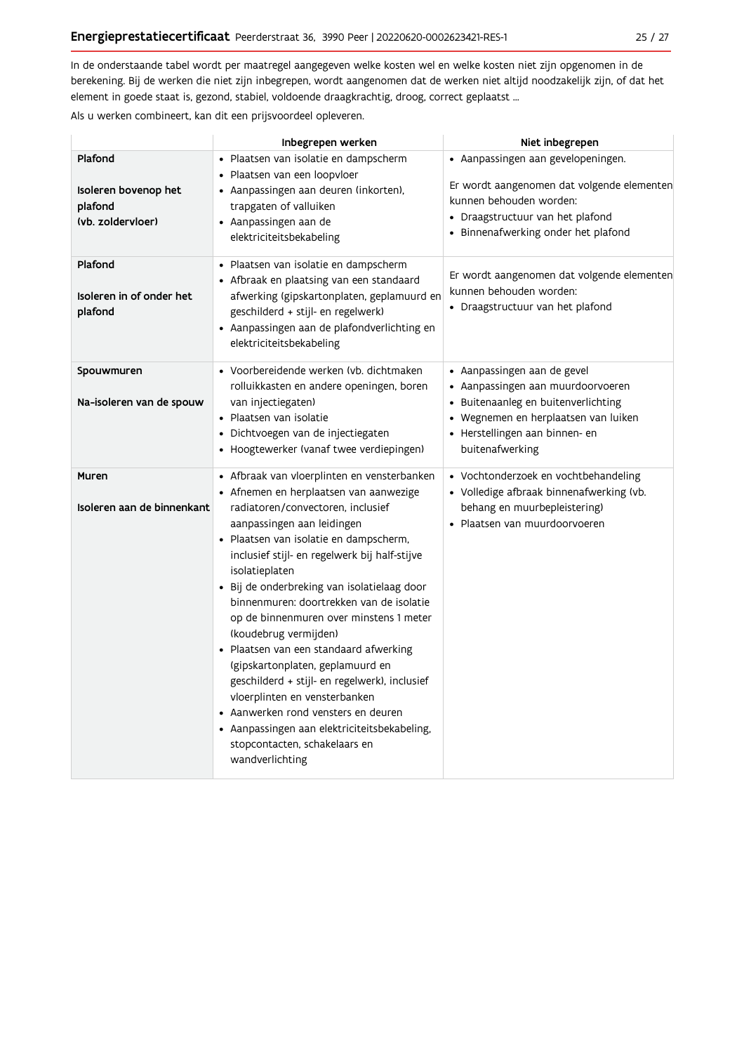In de onderstaande tabel wordt per maatregel aangegeven welke kosten wel en welke kosten niet zijn opgenomen in de berekening. Bij de werken die niet zijn inbegrepen, wordt aangenomen dat de werken niet altijd noodzakelijk zijn, of dat het element in goede staat is, gezond, stabiel, voldoende draagkrachtig, droog, correct geplaatst ...

Als u werken combineert, kan dit een prijsvoordeel opleveren.

| | Inbegrepen werken | Niet inbegrepen |
|---|---|---|
| **Plafond**<br><br>**Isoleren bovenop het plafond (vb. zoldervloer)** | • Plaatsen van isolatie en dampscherm<br>• Plaatsen van een loopvloer<br>• Aanpassingen aan deuren (inkorten), trapgaten of valluiken<br>• Aanpassingen aan de elektriciteitsbekabeling | • Aanpassingen aan gevelopeningen.<br><br>Er wordt aangenomen dat volgende elementen kunnen behouden worden:<br>• Draagstructuur van het plafond<br>• Binnenafwerking onder het plafond |
| **Plafond**<br><br>**Isoleren in of onder het plafond** | • Plaatsen van isolatie en dampscherm<br>• Afbraak en plaatsing van een standaard afwerking (gipskartonplaten, geplamuurd en geschilderd + stijl- en regelwerk)<br>• Aanpassingen aan de plafondverlichting en elektriciteitsbekabeling | Er wordt aangenomen dat volgende elementen kunnen behouden worden:<br>• Draagstructuur van het plafond |
| **Spouwmuren**<br><br>**Na-isoleren van de spouw** | • Voorbereidende werken (vb. dichtmaken rolluikkasten en andere openingen, boren van injectiegaten)<br>• Plaatsen van isolatie<br>• Dichtvoegen van de injectiegaten<br>• Hoogtewerker (vanaf twee verdiepingen) | • Aanpassingen aan de gevel<br>• Aanpassingen aan muurdoorvoeren<br>• Buitenaanleg en buitenverlichting<br>• Wegnemen en herplaatsen van luiken<br>• Herstellingen aan binnen- en buitenafwerking |
| **Muren**<br><br>**Isoleren aan de binnenkant** | • Afbraak van vloerplinten en vensterbanken<br>• Afnemen en herplaatsen van aanwezige radiatoren/convectoren, inclusief aanpassingen aan leidingen<br>• Plaatsen van isolatie en dampscherm, inclusief stijl- en regelwerk bij half-stijve isolatieplaten<br>• Bij de onderbreking van isolatielaag door binnenmuren: doortrekken van de isolatie op de binnenmuren over minstens 1 meter (koudebrug vermijden)<br>• Plaatsen van een standaard afwerking (gipskartonplaten, geplamuurd en geschilderd + stijl- en regelwerk), inclusief vloerplinten en vensterbanken<br>• Aanwerken rond vensters en deuren<br>• Aanpassingen aan elektriciteitsbekabeling, stopcontacten, schakelaars en wandverlichting | • Vochtonderzoek en vochtbehandeling<br>• Volledige afbraak binnenafwerking (vb. behang en muurbepleistering)<br>• Plaatsen van muurdoorvoeren |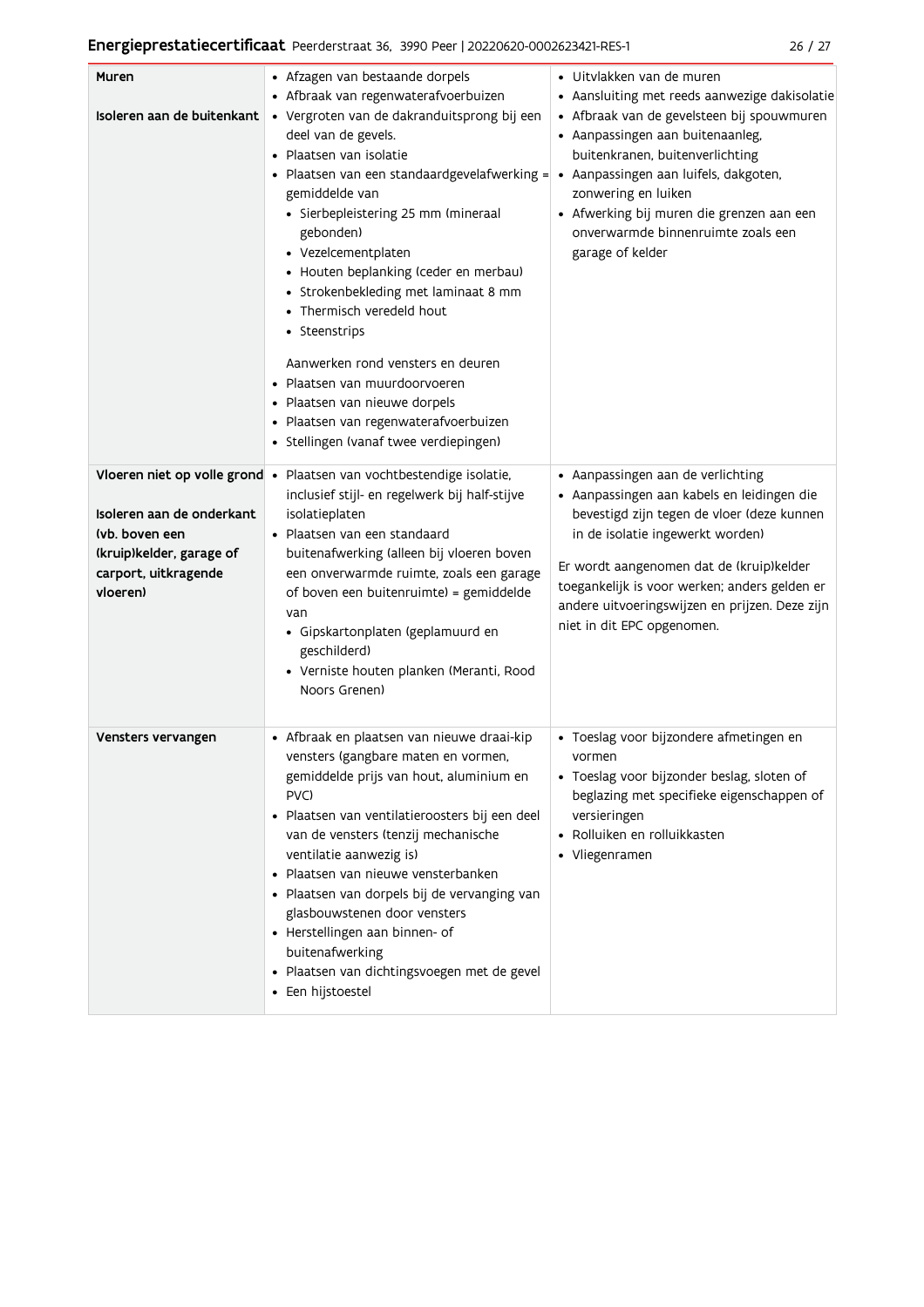| | | |
|---|---|---|
| **Muren**<br><br>**Isoleren aan de buitenkant** | • Afzagen van bestaande dorpels<br>• Afbraak van regenwaterafvoerbuizen<br>• Vergroten van de dakranduitsprong bij een deel van de gevels.<br>• Plaatsen van isolatie<br>• Plaatsen van een standaardgevelafwerking = gemiddelde van<br>  • Sierbepleistering 25 mm (mineraal gebonden)<br>  • Vezelcementplaten<br>  • Houten beplanking (ceder en merbau)<br>  • Strokenbekleding met laminaat 8 mm<br>  • Thermisch veredeld hout<br>  • Steenstrips<br><br>  Aanwerken rond vensters en deuren<br>• Plaatsen van muurdoorvoeren<br>• Plaatsen van nieuwe dorpels<br>• Plaatsen van regenwaterafvoerbuizen<br>• Stellingen (vanaf twee verdiepingen) | • Uitvlakken van de muren<br>• Aansluiting met reeds aanwezige dakisolatie<br>• Afbraak van de gevelsteen bij spouwmuren<br>• Aanpassingen aan buitenaanleg, buitenkranen, buitenverlichting<br>• Aanpassingen aan luifels, dakgoten, zonwering en luiken<br>• Afwerking bij muren die grenzen aan een onverwarmde binnenruimte zoals een garage of kelder |
| **Vloeren niet op volle grond**<br><br>**Isoleren aan de onderkant (vb. boven een (kruip)kelder, garage of carport, uitkragende vloeren)** | • Plaatsen van vochtbestendige isolatie, inclusief stijl- en regelwerk bij half-stijve isolatieplaten<br>• Plaatsen van een standaard buitenafwerking (alleen bij vloeren boven een onverwarmde ruimte, zoals een garage of boven een buitenruimte) = gemiddelde van<br>  • Gipskartonplaten (geplamuurd en geschilderd)<br>  • Verniste houten planken (Meranti, Rood Noors Grenen) | • Aanpassingen aan de verlichting<br>• Aanpassingen aan kabels en leidingen die bevestigd zijn tegen de vloer (deze kunnen in de isolatie ingewerkt worden)<br><br>Er wordt aangenomen dat de (kruip)kelder toegankelijk is voor werken; anders gelden er andere uitvoeringswijzen en prijzen. Deze zijn niet in dit EPC opgenomen. |
| **Vensters vervangen** | • Afbraak en plaatsen van nieuwe draai-kip vensters (gangbare maten en vormen, gemiddelde prijs van hout, aluminium en PVC)<br>• Plaatsen van ventilatieroosters bij een deel van de vensters (tenzij mechanische ventilatie aanwezig is)<br>• Plaatsen van nieuwe vensterbanken<br>• Plaatsen van dorpels bij de vervanging van glasbouwstenen door vensters<br>• Herstellingen aan binnen- of buitenafwerking<br>• Plaatsen van dichtingsvoegen met de gevel<br>• Een hijstoestel | • Toeslag voor bijzondere afmetingen en vormen<br>• Toeslag voor bijzonder beslag, sloten of beglazing met specifieke eigenschappen of versieringen<br>• Rolluiken en rolluikkasten<br>• Vliegenramen |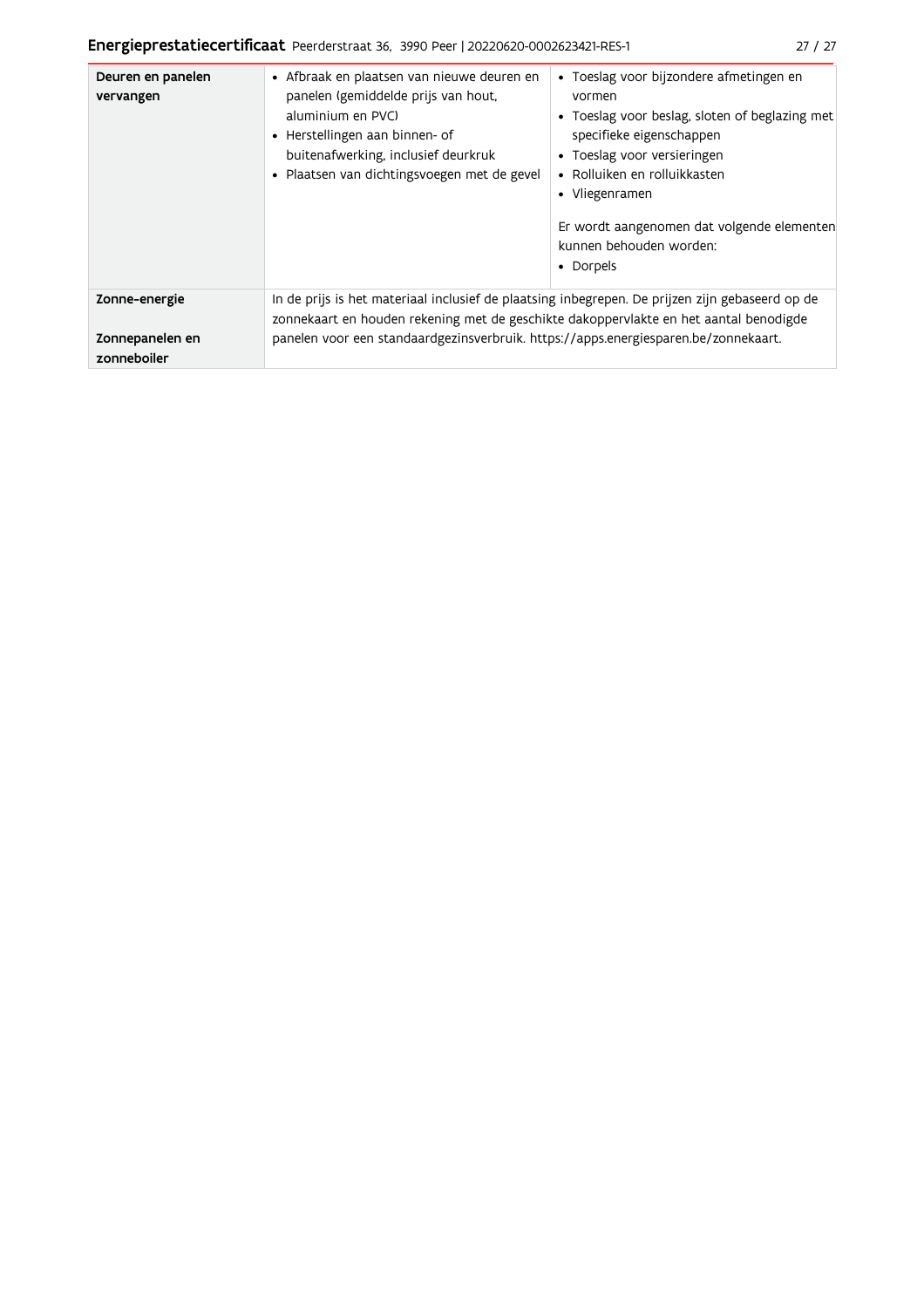| | | |
|---|---|---|
| **Deuren en panelen vervangen** | • Afbraak en plaatsen van nieuwe deuren en panelen (gemiddelde prijs van hout, aluminium en PVC)<br>• Herstellingen aan binnen- of buitenafwerking, inclusief deurkruk<br>• Plaatsen van dichtingsvoegen met de gevel | • Toeslag voor bijzondere afmetingen en vormen<br>• Toeslag voor beslag, sloten of beglazing met specifieke eigenschappen<br>• Toeslag voor versieringen<br>• Rolluiken en rolluikkasten<br>• Vliegenramen<br><br>Er wordt aangenomen dat volgende elementen kunnen behouden worden:<br>• Dorpels |
| **Zonne-energie**<br><br>**Zonnepanelen en zonneboiler** | In de prijs is het materiaal inclusief de plaatsing inbegrepen. De prijzen zijn gebaseerd op de zonnekaart en houden rekening met de geschikte dakoppervlakte en het aantal benodigde panelen voor een standaardgezinsverbruik. https://apps.energiesparen.be/zonnekaart. | |